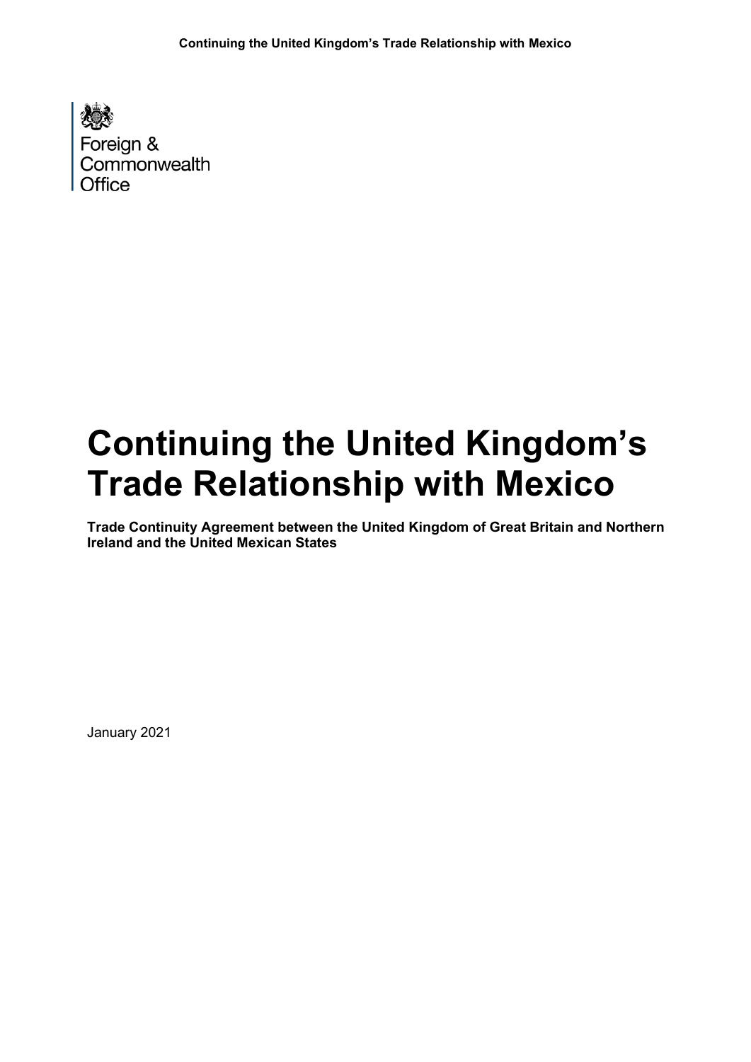Foreign & Commonwealth Office

# Continuing the United Kingdom's Trade Relationship with Mexico

**Trade Continuity Agreement between the United Kingdom of Great Britain and Northern Ireland and the United Mexican States**

January 2021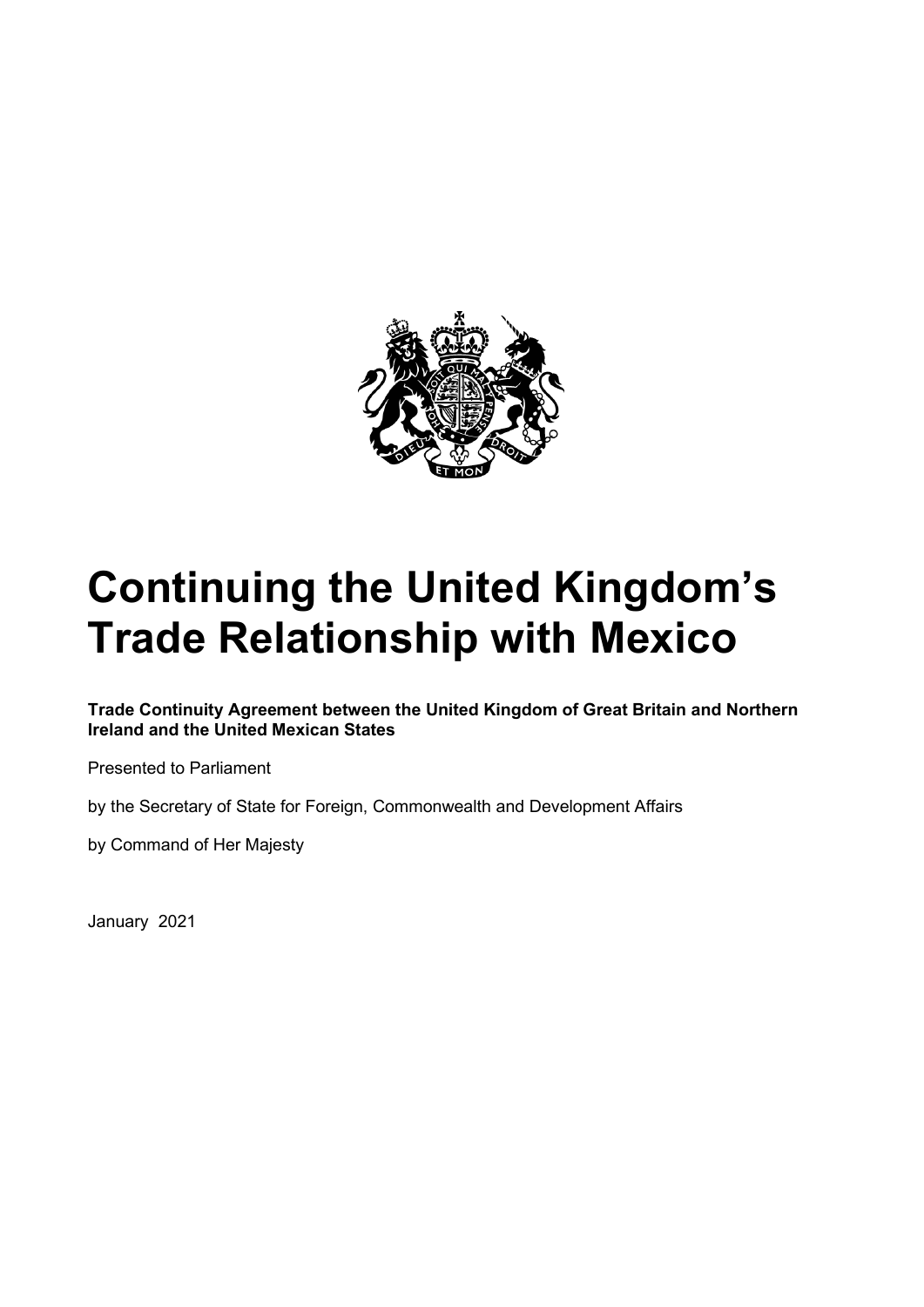# Continuing the United Kingdom's Trade Relationship with Mexico

**Trade Continuity Agreement between the United Kingdom of Great Britain and Northern Ireland and the United Mexican States**

Presented to Parliament

by the Secretary of State for Foreign, Commonwealth and Development Affairs

by Command of Her Majesty

January 2021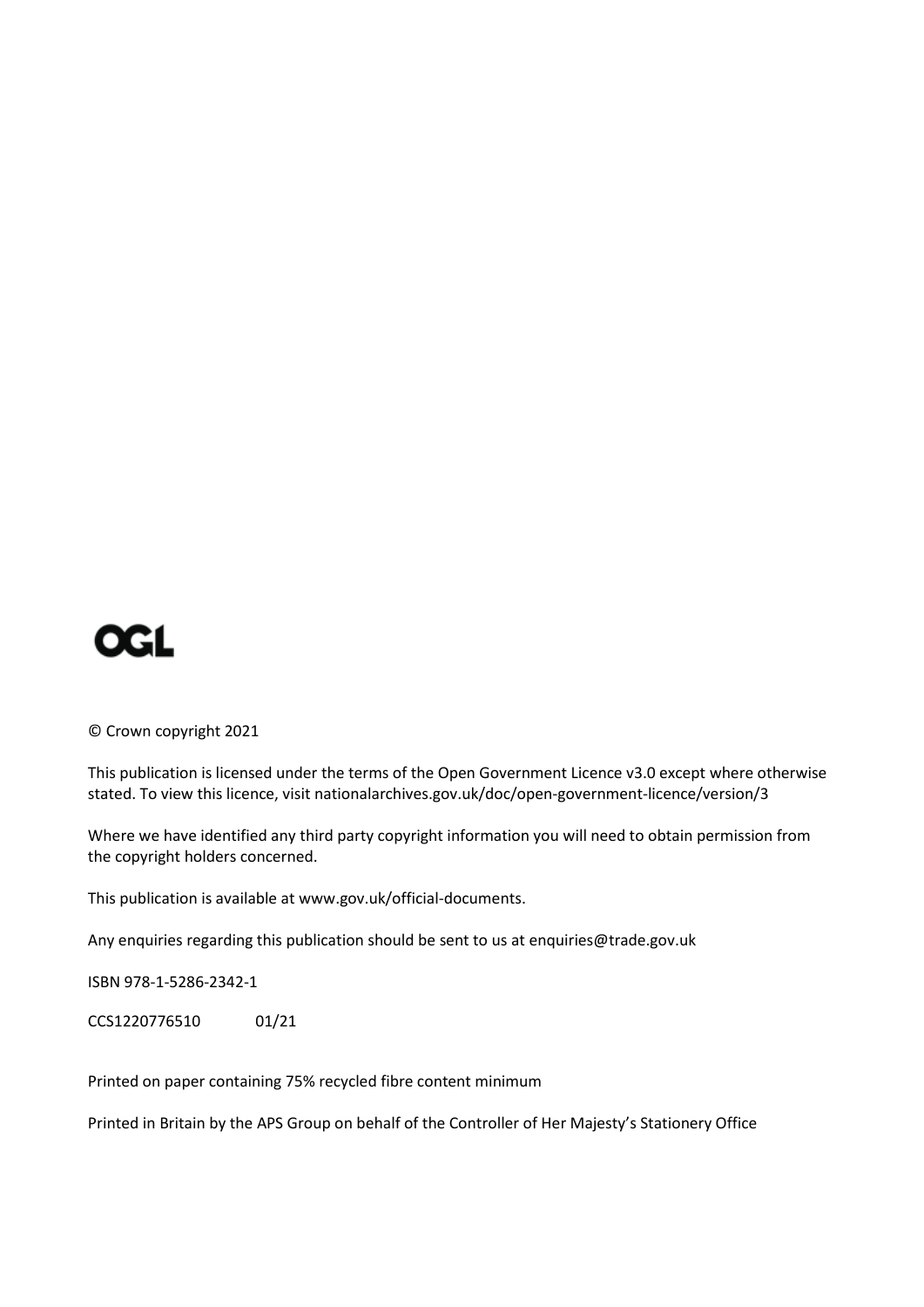OGL

© Crown copyright 2021

This publication is licensed under the terms of the Open Government Licence v3.0 except where otherwise stated. To view this licence, visit nationalarchives.gov.uk/doc/open-government-licence/version/3

Where we have identified any third party copyright information you will need to obtain permission from the copyright holders concerned.

This publication is available at www.gov.uk/official-documents.

Any enquiries regarding this publication should be sent to us at enquiries@trade.gov.uk

ISBN 978-1-5286-2342-1

CCS1220776510 01/21

Printed on paper containing 75% recycled fibre content minimum

Printed in Britain by the APS Group on behalf of the Controller of Her Majesty's Stationery Office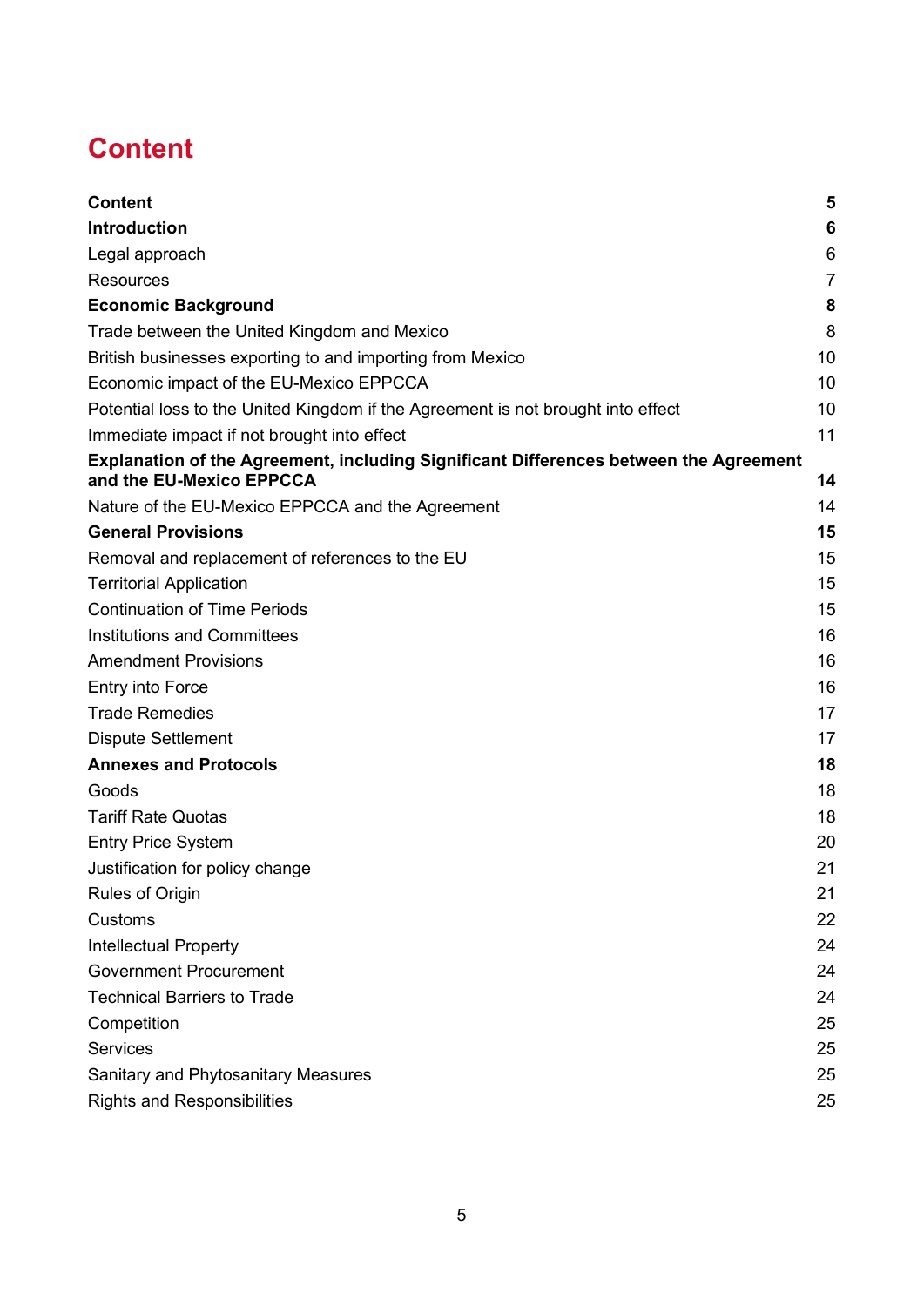# Content

| | |
|---|---|
| **Content** | **5** |
| **Introduction** | **6** |
| Legal approach | 6 |
| Resources | 7 |
| **Economic Background** | **8** |
| Trade between the United Kingdom and Mexico | 8 |
| British businesses exporting to and importing from Mexico | 10 |
| Economic impact of the EU-Mexico EPPCCA | 10 |
| Potential loss to the United Kingdom if the Agreement is not brought into effect | 10 |
| Immediate impact if not brought into effect | 11 |
| **Explanation of the Agreement, including Significant Differences between the Agreement and the EU-Mexico EPPCCA** | **14** |
| Nature of the EU-Mexico EPPCCA and the Agreement | 14 |
| **General Provisions** | **15** |
| Removal and replacement of references to the EU | 15 |
| Territorial Application | 15 |
| Continuation of Time Periods | 15 |
| Institutions and Committees | 16 |
| Amendment Provisions | 16 |
| Entry into Force | 16 |
| Trade Remedies | 17 |
| Dispute Settlement | 17 |
| **Annexes and Protocols** | **18** |
| Goods | 18 |
| Tariff Rate Quotas | 18 |
| Entry Price System | 20 |
| Justification for policy change | 21 |
| Rules of Origin | 21 |
| Customs | 22 |
| Intellectual Property | 24 |
| Government Procurement | 24 |
| Technical Barriers to Trade | 24 |
| Competition | 25 |
| Services | 25 |
| Sanitary and Phytosanitary Measures | 25 |
| Rights and Responsibilities | 25 |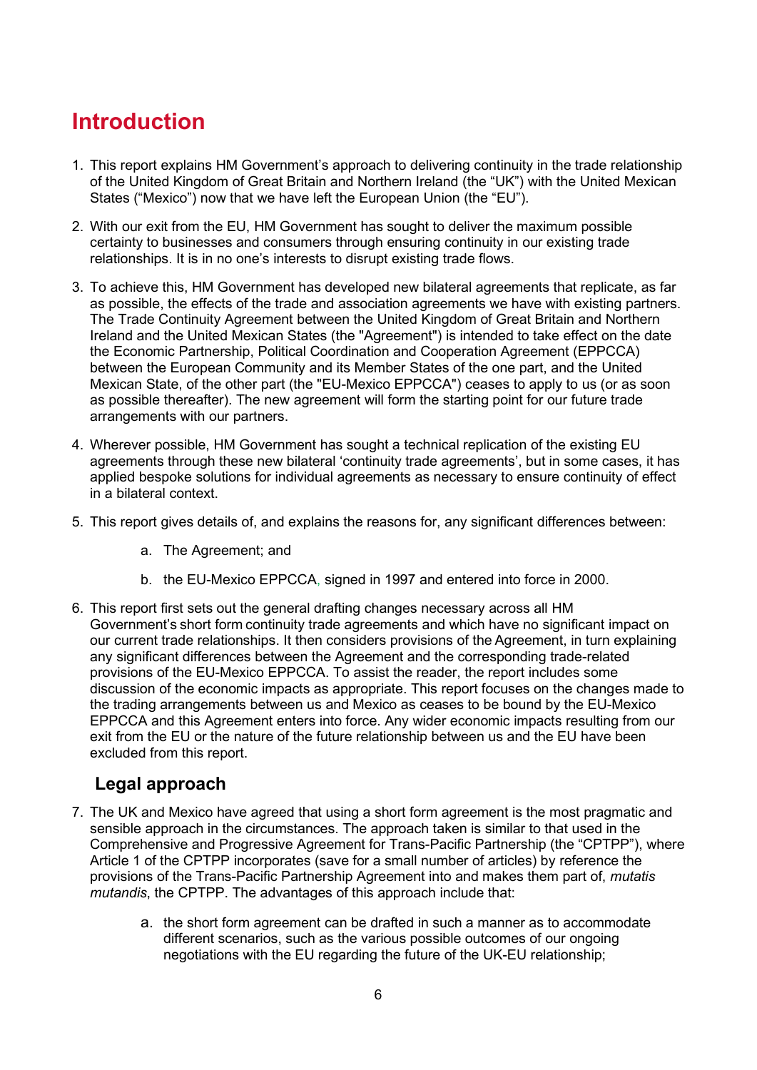# Introduction

1. This report explains HM Government's approach to delivering continuity in the trade relationship of the United Kingdom of Great Britain and Northern Ireland (the "UK") with the United Mexican States ("Mexico") now that we have left the European Union (the "EU").

2. With our exit from the EU, HM Government has sought to deliver the maximum possible certainty to businesses and consumers through ensuring continuity in our existing trade relationships. It is in no one's interests to disrupt existing trade flows.

3. To achieve this, HM Government has developed new bilateral agreements that replicate, as far as possible, the effects of the trade and association agreements we have with existing partners. The Trade Continuity Agreement between the United Kingdom of Great Britain and Northern Ireland and the United Mexican States (the "Agreement") is intended to take effect on the date the Economic Partnership, Political Coordination and Cooperation Agreement (EPPCCA) between the European Community and its Member States of the one part, and the United Mexican State, of the other part (the "EU-Mexico EPPCCA") ceases to apply to us (or as soon as possible thereafter). The new agreement will form the starting point for our future trade arrangements with our partners.

4. Wherever possible, HM Government has sought a technical replication of the existing EU agreements through these new bilateral 'continuity trade agreements', but in some cases, it has applied bespoke solutions for individual agreements as necessary to ensure continuity of effect in a bilateral context.

5. This report gives details of, and explains the reasons for, any significant differences between:

    a. The Agreement; and

    b. the EU-Mexico EPPCCA, signed in 1997 and entered into force in 2000.

6. This report first sets out the general drafting changes necessary across all HM Government's short form continuity trade agreements and which have no significant impact on our current trade relationships. It then considers provisions of the Agreement, in turn explaining any significant differences between the Agreement and the corresponding trade-related provisions of the EU-Mexico EPPCCA. To assist the reader, the report includes some discussion of the economic impacts as appropriate. This report focuses on the changes made to the trading arrangements between us and Mexico as ceases to be bound by the EU-Mexico EPPCCA and this Agreement enters into force. Any wider economic impacts resulting from our exit from the EU or the nature of the future relationship between us and the EU have been excluded from this report.

## Legal approach

7. The UK and Mexico have agreed that using a short form agreement is the most pragmatic and sensible approach in the circumstances. The approach taken is similar to that used in the Comprehensive and Progressive Agreement for Trans-Pacific Partnership (the "CPTPP"), where Article 1 of the CPTPP incorporates (save for a small number of articles) by reference the provisions of the Trans-Pacific Partnership Agreement into and makes them part of, *mutatis mutandis*, the CPTPP. The advantages of this approach include that:

    a. the short form agreement can be drafted in such a manner as to accommodate different scenarios, such as the various possible outcomes of our ongoing negotiations with the EU regarding the future of the UK-EU relationship;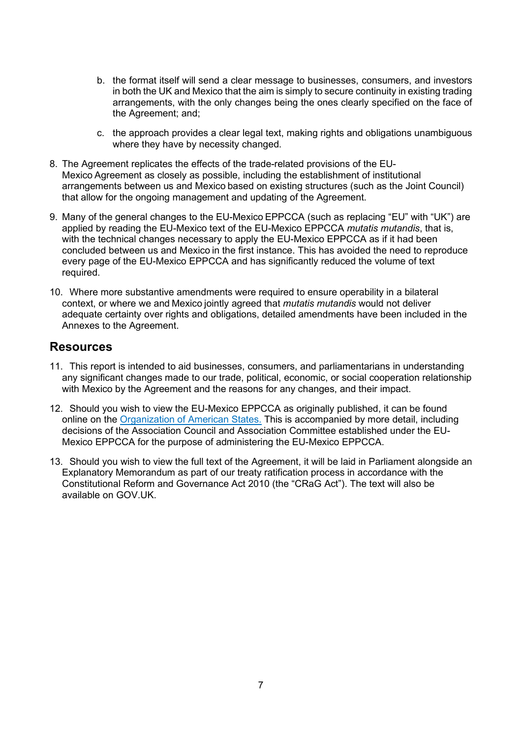b. the format itself will send a clear message to businesses, consumers, and investors in both the UK and Mexico that the aim is simply to secure continuity in existing trading arrangements, with the only changes being the ones clearly specified on the face of the Agreement; and;

c. the approach provides a clear legal text, making rights and obligations unambiguous where they have by necessity changed.

8. The Agreement replicates the effects of the trade-related provisions of the EU-Mexico Agreement as closely as possible, including the establishment of institutional arrangements between us and Mexico based on existing structures (such as the Joint Council) that allow for the ongoing management and updating of the Agreement.

9. Many of the general changes to the EU-Mexico EPPCCA (such as replacing "EU" with "UK") are applied by reading the EU-Mexico text of the EU-Mexico EPPCCA *mutatis mutandis*, that is, with the technical changes necessary to apply the EU-Mexico EPPCCA as if it had been concluded between us and Mexico in the first instance. This has avoided the need to reproduce every page of the EU-Mexico EPPCCA and has significantly reduced the volume of text required.

10. Where more substantive amendments were required to ensure operability in a bilateral context, or where we and Mexico jointly agreed that *mutatis mutandis* would not deliver adequate certainty over rights and obligations, detailed amendments have been included in the Annexes to the Agreement.

## Resources

11. This report is intended to aid businesses, consumers, and parliamentarians in understanding any significant changes made to our trade, political, economic, or social cooperation relationship with Mexico by the Agreement and the reasons for any changes, and their impact.

12. Should you wish to view the EU-Mexico EPPCCA as originally published, it can be found online on the Organization of American States. This is accompanied by more detail, including decisions of the Association Council and Association Committee established under the EU-Mexico EPPCCA for the purpose of administering the EU-Mexico EPPCCA.

13. Should you wish to view the full text of the Agreement, it will be laid in Parliament alongside an Explanatory Memorandum as part of our treaty ratification process in accordance with the Constitutional Reform and Governance Act 2010 (the "CRaG Act"). The text will also be available on GOV.UK.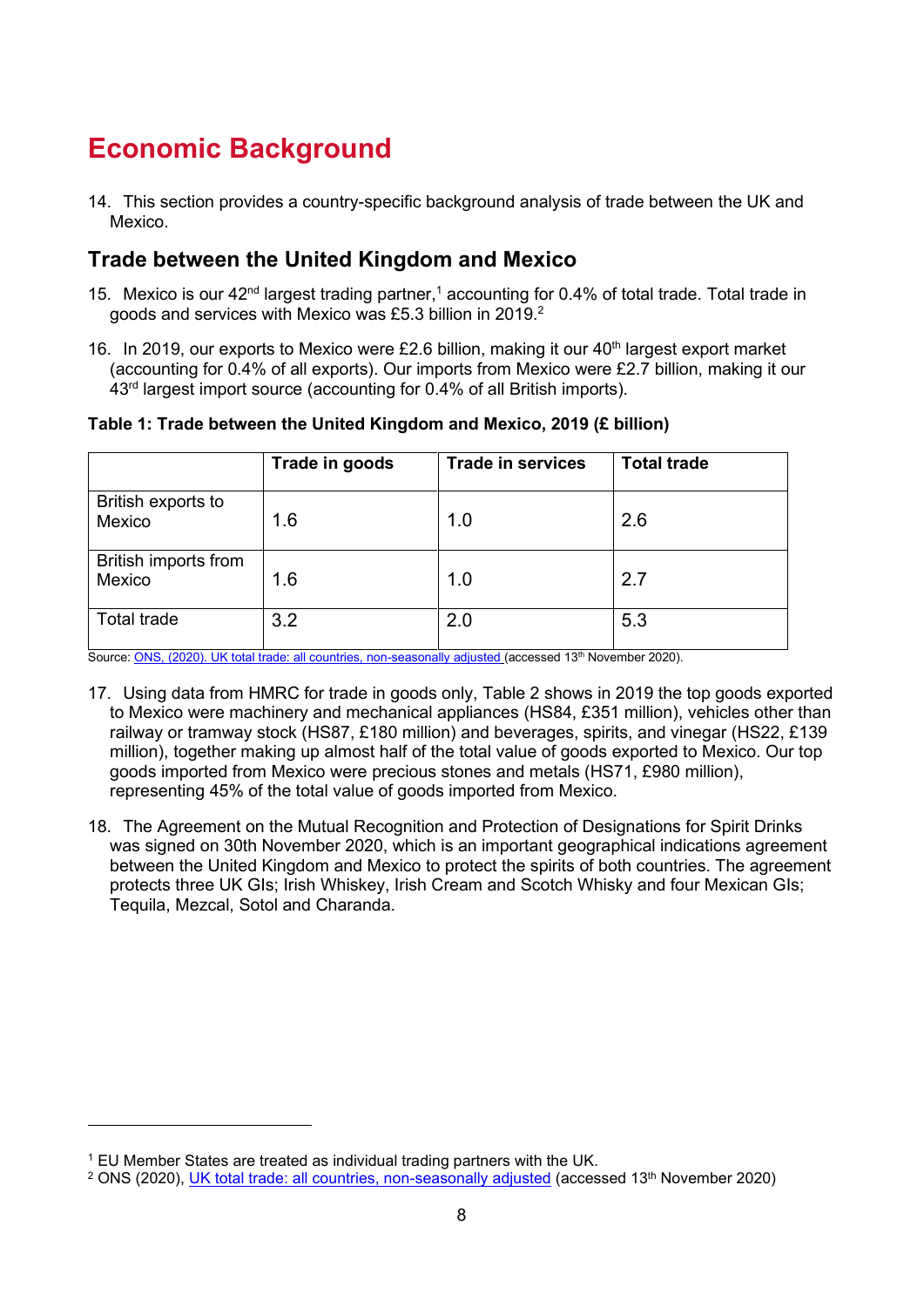# Economic Background

14. This section provides a country-specific background analysis of trade between the UK and Mexico.

## Trade between the United Kingdom and Mexico

15. Mexico is our 42nd largest trading partner,[1] accounting for 0.4% of total trade. Total trade in goods and services with Mexico was £5.3 billion in 2019.[2]

16. In 2019, our exports to Mexico were £2.6 billion, making it our 40th largest export market (accounting for 0.4% of all exports). Our imports from Mexico were £2.7 billion, making it our 43rd largest import source (accounting for 0.4% of all British imports).

**Table 1: Trade between the United Kingdom and Mexico, 2019 (£ billion)**

| | Trade in goods | Trade in services | Total trade |
|---|---|---|---|
| British exports to Mexico | 1.6 | 1.0 | 2.6 |
| British imports from Mexico | 1.6 | 1.0 | 2.7 |
| Total trade | 3.2 | 2.0 | 5.3 |

Source: ONS, (2020). UK total trade: all countries, non-seasonally adjusted (accessed 13th November 2020).

17. Using data from HMRC for trade in goods only, Table 2 shows in 2019 the top goods exported to Mexico were machinery and mechanical appliances (HS84, £351 million), vehicles other than railway or tramway stock (HS87, £180 million) and beverages, spirits, and vinegar (HS22, £139 million), together making up almost half of the total value of goods exported to Mexico. Our top goods imported from Mexico were precious stones and metals (HS71, £980 million), representing 45% of the total value of goods imported from Mexico.

18. The Agreement on the Mutual Recognition and Protection of Designations for Spirit Drinks was signed on 30th November 2020, which is an important geographical indications agreement between the United Kingdom and Mexico to protect the spirits of both countries. The agreement protects three UK GIs; Irish Whiskey, Irish Cream and Scotch Whisky and four Mexican GIs; Tequila, Mezcal, Sotol and Charanda.

---

[1] EU Member States are treated as individual trading partners with the UK.

[2] ONS (2020), UK total trade: all countries, non-seasonally adjusted (accessed 13th November 2020)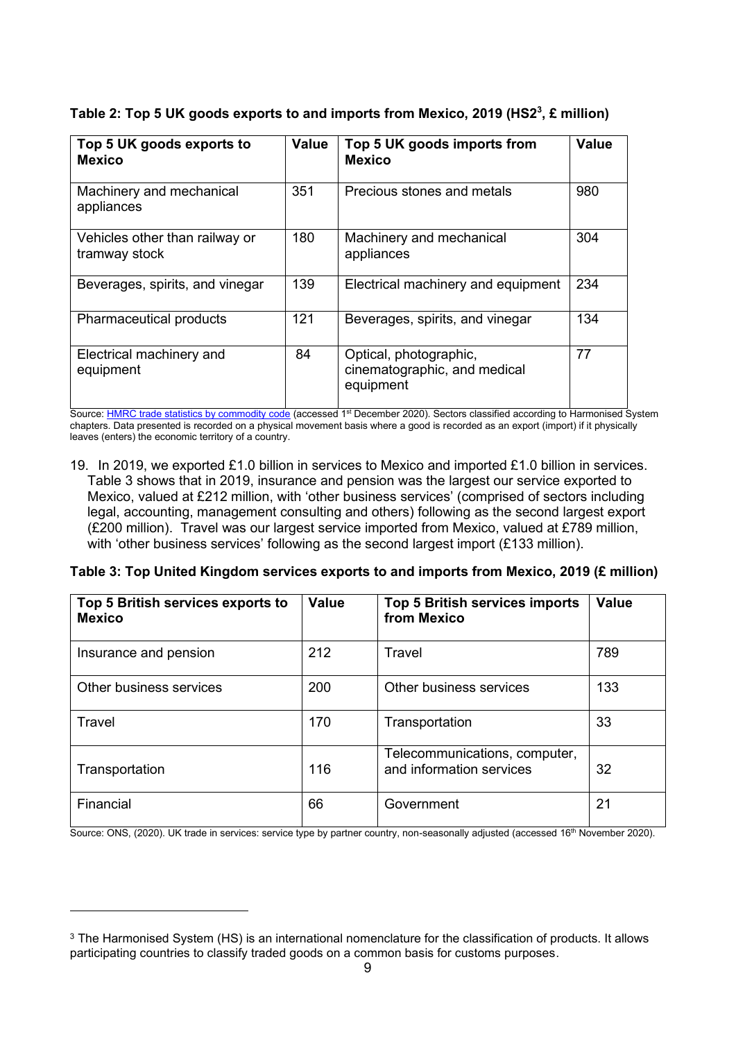**Table 2: Top 5 UK goods exports to and imports from Mexico, 2019 (HS2[3], £ million)**

| Top 5 UK goods exports to Mexico | Value | Top 5 UK goods imports from Mexico | Value |
|---|---|---|---|
| Machinery and mechanical appliances | 351 | Precious stones and metals | 980 |
| Vehicles other than railway or tramway stock | 180 | Machinery and mechanical appliances | 304 |
| Beverages, spirits, and vinegar | 139 | Electrical machinery and equipment | 234 |
| Pharmaceutical products | 121 | Beverages, spirits, and vinegar | 134 |
| Electrical machinery and equipment | 84 | Optical, photographic, cinematographic, and medical equipment | 77 |

Source: HMRC trade statistics by commodity code (accessed 1st December 2020). Sectors classified according to Harmonised System chapters. Data presented is recorded on a physical movement basis where a good is recorded as an export (import) if it physically leaves (enters) the economic territory of a country.

19. In 2019, we exported £1.0 billion in services to Mexico and imported £1.0 billion in services. Table 3 shows that in 2019, insurance and pension was the largest our service exported to Mexico, valued at £212 million, with 'other business services' (comprised of sectors including legal, accounting, management consulting and others) following as the second largest export (£200 million). Travel was our largest service imported from Mexico, valued at £789 million, with 'other business services' following as the second largest import (£133 million).

**Table 3: Top United Kingdom services exports to and imports from Mexico, 2019 (£ million)**

| Top 5 British services exports to Mexico | Value | Top 5 British services imports from Mexico | Value |
|---|---|---|---|
| Insurance and pension | 212 | Travel | 789 |
| Other business services | 200 | Other business services | 133 |
| Travel | 170 | Transportation | 33 |
| Transportation | 116 | Telecommunications, computer, and information services | 32 |
| Financial | 66 | Government | 21 |

Source: ONS, (2020). UK trade in services: service type by partner country, non-seasonally adjusted (accessed 16th November 2020).

[3] The Harmonised System (HS) is an international nomenclature for the classification of products. It allows participating countries to classify traded goods on a common basis for customs purposes.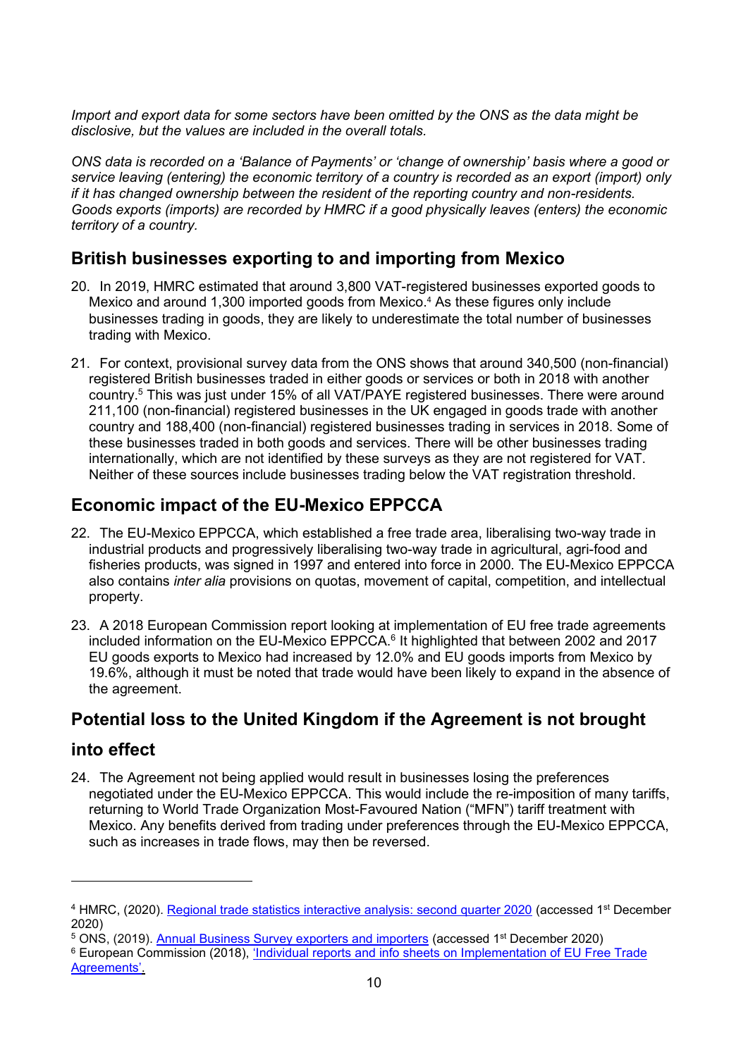*Import and export data for some sectors have been omitted by the ONS as the data might be disclosive, but the values are included in the overall totals.*

*ONS data is recorded on a 'Balance of Payments' or 'change of ownership' basis where a good or service leaving (entering) the economic territory of a country is recorded as an export (import) only if it has changed ownership between the resident of the reporting country and non-residents. Goods exports (imports) are recorded by HMRC if a good physically leaves (enters) the economic territory of a country.*

## British businesses exporting to and importing from Mexico

20. In 2019, HMRC estimated that around 3,800 VAT-registered businesses exported goods to Mexico and around 1,300 imported goods from Mexico.[4] As these figures only include businesses trading in goods, they are likely to underestimate the total number of businesses trading with Mexico.

21. For context, provisional survey data from the ONS shows that around 340,500 (non-financial) registered British businesses traded in either goods or services or both in 2018 with another country.[5] This was just under 15% of all VAT/PAYE registered businesses. There were around 211,100 (non-financial) registered businesses in the UK engaged in goods trade with another country and 188,400 (non-financial) registered businesses trading in services in 2018. Some of these businesses traded in both goods and services. There will be other businesses trading internationally, which are not identified by these surveys as they are not registered for VAT. Neither of these sources include businesses trading below the VAT registration threshold.

## Economic impact of the EU-Mexico EPPCCA

22. The EU-Mexico EPPCCA, which established a free trade area, liberalising two-way trade in industrial products and progressively liberalising two-way trade in agricultural, agri-food and fisheries products, was signed in 1997 and entered into force in 2000. The EU-Mexico EPPCCA also contains *inter alia* provisions on quotas, movement of capital, competition, and intellectual property.

23. A 2018 European Commission report looking at implementation of EU free trade agreements included information on the EU-Mexico EPPCCA.[6] It highlighted that between 2002 and 2017 EU goods exports to Mexico had increased by 12.0% and EU goods imports from Mexico by 19.6%, although it must be noted that trade would have been likely to expand in the absence of the agreement.

## Potential loss to the United Kingdom if the Agreement is not brought into effect

24. The Agreement not being applied would result in businesses losing the preferences negotiated under the EU-Mexico EPPCCA. This would include the re-imposition of many tariffs, returning to World Trade Organization Most-Favoured Nation ("MFN") tariff treatment with Mexico. Any benefits derived from trading under preferences through the EU-Mexico EPPCCA, such as increases in trade flows, may then be reversed.

---

[4] HMRC, (2020). Regional trade statistics interactive analysis: second quarter 2020 (accessed 1st December 2020)

[5] ONS, (2019). Annual Business Survey exporters and importers (accessed 1st December 2020)

[6] European Commission (2018), 'Individual reports and info sheets on Implementation of EU Free Trade Agreements'.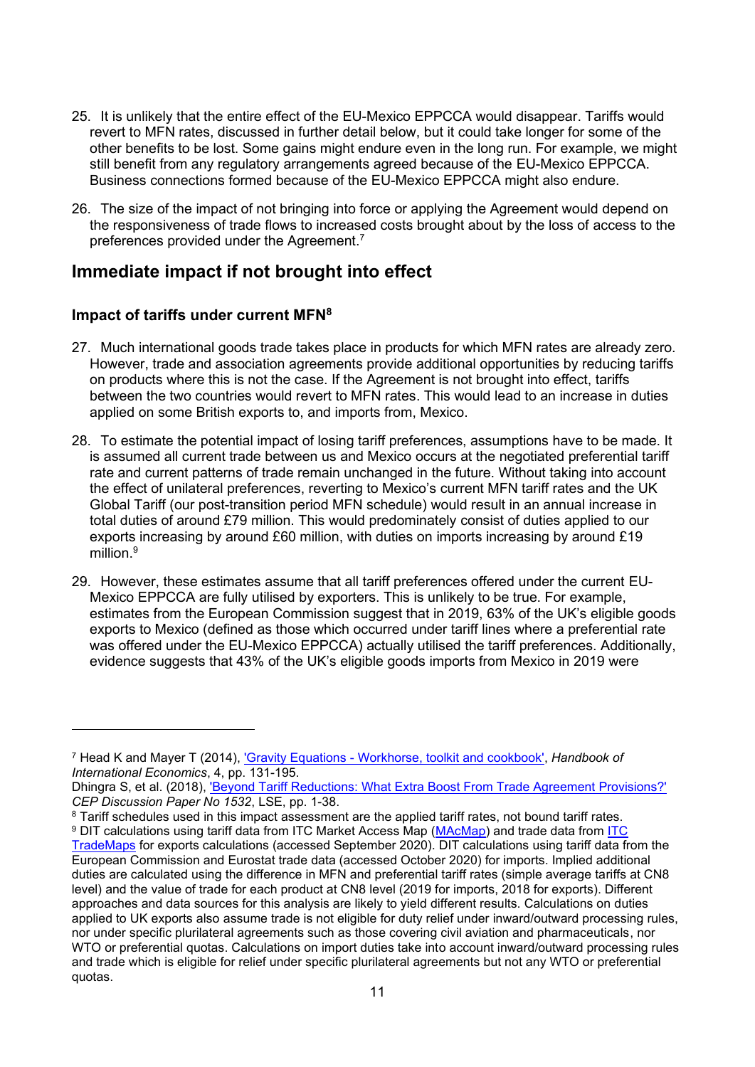25. It is unlikely that the entire effect of the EU-Mexico EPPCCA would disappear. Tariffs would revert to MFN rates, discussed in further detail below, but it could take longer for some of the other benefits to be lost. Some gains might endure even in the long run. For example, we might still benefit from any regulatory arrangements agreed because of the EU-Mexico EPPCCA. Business connections formed because of the EU-Mexico EPPCCA might also endure.

26. The size of the impact of not bringing into force or applying the Agreement would depend on the responsiveness of trade flows to increased costs brought about by the loss of access to the preferences provided under the Agreement.[7]

## Immediate impact if not brought into effect

### Impact of tariffs under current MFN[8]

27. Much international goods trade takes place in products for which MFN rates are already zero. However, trade and association agreements provide additional opportunities by reducing tariffs on products where this is not the case. If the Agreement is not brought into effect, tariffs between the two countries would revert to MFN rates. This would lead to an increase in duties applied on some British exports to, and imports from, Mexico.

28. To estimate the potential impact of losing tariff preferences, assumptions have to be made. It is assumed all current trade between us and Mexico occurs at the negotiated preferential tariff rate and current patterns of trade remain unchanged in the future. Without taking into account the effect of unilateral preferences, reverting to Mexico's current MFN tariff rates and the UK Global Tariff (our post-transition period MFN schedule) would result in an annual increase in total duties of around £79 million. This would predominately consist of duties applied to our exports increasing by around £60 million, with duties on imports increasing by around £19 million.[9]

29. However, these estimates assume that all tariff preferences offered under the current EU-Mexico EPPCCA are fully utilised by exporters. This is unlikely to be true. For example, estimates from the European Commission suggest that in 2019, 63% of the UK's eligible goods exports to Mexico (defined as those which occurred under tariff lines where a preferential rate was offered under the EU-Mexico EPPCCA) actually utilised the tariff preferences. Additionally, evidence suggests that 43% of the UK's eligible goods imports from Mexico in 2019 were

---

[7] Head K and Mayer T (2014), ['Gravity Equations - Workhorse, toolkit and cookbook'](), *Handbook of International Economics*, 4, pp. 131-195.
Dhingra S, et al. (2018), ['Beyond Tariff Reductions: What Extra Boost From Trade Agreement Provisions?']() *CEP Discussion Paper No 1532*, LSE, pp. 1-38.

[8] Tariff schedules used in this impact assessment are the applied tariff rates, not bound tariff rates.

[9] DIT calculations using tariff data from ITC Market Access Map ([MAcMap]()) and trade data from [ITC TradeMaps]() for exports calculations (accessed September 2020). DIT calculations using tariff data from the European Commission and Eurostat trade data (accessed October 2020) for imports. Implied additional duties are calculated using the difference in MFN and preferential tariff rates (simple average tariffs at CN8 level) and the value of trade for each product at CN8 level (2019 for imports, 2018 for exports). Different approaches and data sources for this analysis are likely to yield different results. Calculations on duties applied to UK exports also assume trade is not eligible for duty relief under inward/outward processing rules, nor under specific plurilateral agreements such as those covering civil aviation and pharmaceuticals, nor WTO or preferential quotas. Calculations on import duties take into account inward/outward processing rules and trade which is eligible for relief under specific plurilateral agreements but not any WTO or preferential quotas.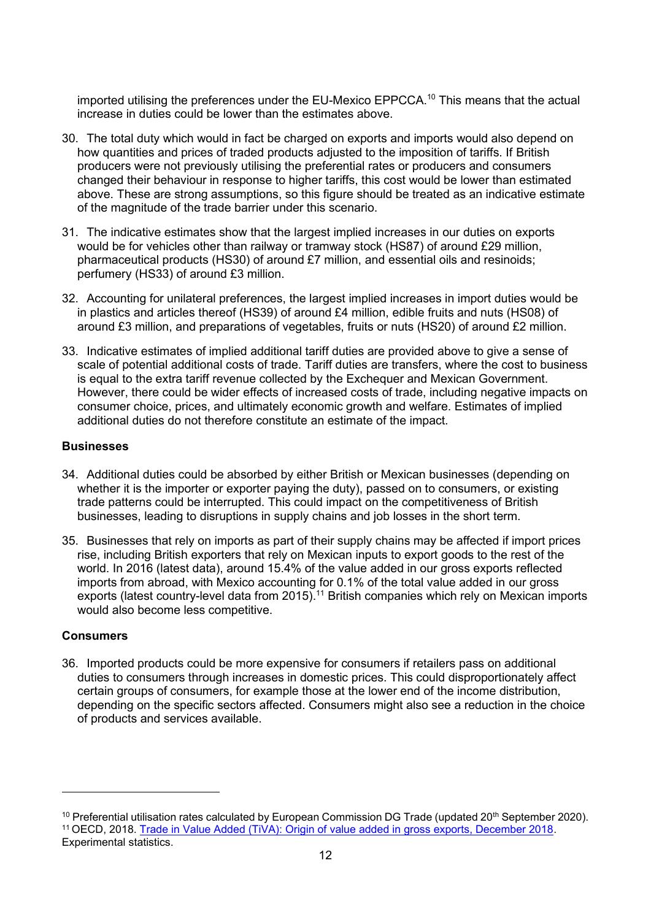imported utilising the preferences under the EU-Mexico EPPCCA.[10] This means that the actual increase in duties could be lower than the estimates above.

30. The total duty which would in fact be charged on exports and imports would also depend on how quantities and prices of traded products adjusted to the imposition of tariffs. If British producers were not previously utilising the preferential rates or producers and consumers changed their behaviour in response to higher tariffs, this cost would be lower than estimated above. These are strong assumptions, so this figure should be treated as an indicative estimate of the magnitude of the trade barrier under this scenario.

31. The indicative estimates show that the largest implied increases in our duties on exports would be for vehicles other than railway or tramway stock (HS87) of around £29 million, pharmaceutical products (HS30) of around £7 million, and essential oils and resinoids; perfumery (HS33) of around £3 million.

32. Accounting for unilateral preferences, the largest implied increases in import duties would be in plastics and articles thereof (HS39) of around £4 million, edible fruits and nuts (HS08) of around £3 million, and preparations of vegetables, fruits or nuts (HS20) of around £2 million.

33. Indicative estimates of implied additional tariff duties are provided above to give a sense of scale of potential additional costs of trade. Tariff duties are transfers, where the cost to business is equal to the extra tariff revenue collected by the Exchequer and Mexican Government. However, there could be wider effects of increased costs of trade, including negative impacts on consumer choice, prices, and ultimately economic growth and welfare. Estimates of implied additional duties do not therefore constitute an estimate of the impact.

**Businesses**

34. Additional duties could be absorbed by either British or Mexican businesses (depending on whether it is the importer or exporter paying the duty), passed on to consumers, or existing trade patterns could be interrupted. This could impact on the competitiveness of British businesses, leading to disruptions in supply chains and job losses in the short term.

35. Businesses that rely on imports as part of their supply chains may be affected if import prices rise, including British exporters that rely on Mexican inputs to export goods to the rest of the world. In 2016 (latest data), around 15.4% of the value added in our gross exports reflected imports from abroad, with Mexico accounting for 0.1% of the total value added in our gross exports (latest country-level data from 2015).[11] British companies which rely on Mexican imports would also become less competitive.

**Consumers**

36. Imported products could be more expensive for consumers if retailers pass on additional duties to consumers through increases in domestic prices. This could disproportionately affect certain groups of consumers, for example those at the lower end of the income distribution, depending on the specific sectors affected. Consumers might also see a reduction in the choice of products and services available.

---

[10] Preferential utilisation rates calculated by European Commission DG Trade (updated 20th September 2020).

[11] OECD, 2018. Trade in Value Added (TiVA): Origin of value added in gross exports, December 2018. Experimental statistics.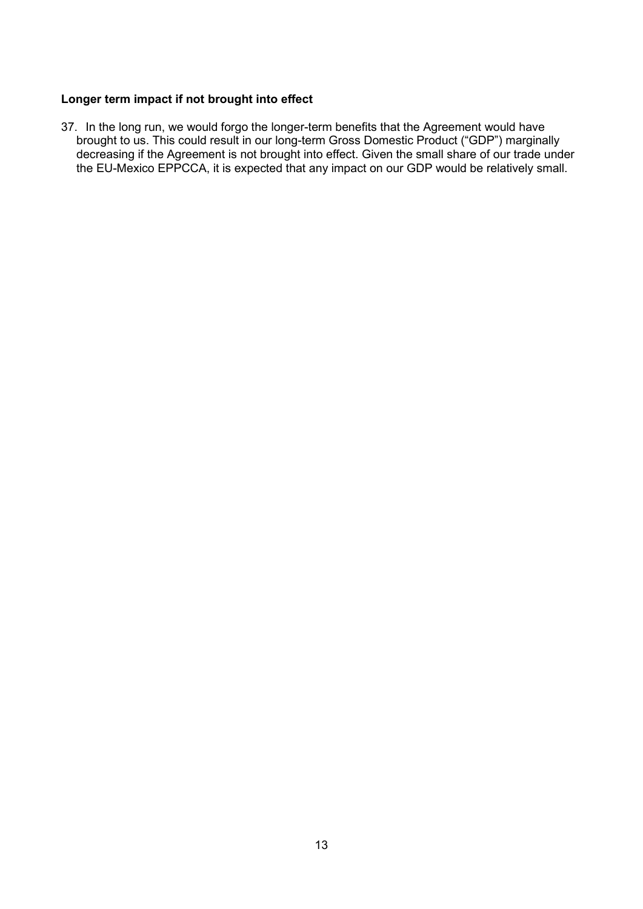**Longer term impact if not brought into effect**

37. In the long run, we would forgo the longer-term benefits that the Agreement would have brought to us. This could result in our long-term Gross Domestic Product (“GDP”) marginally decreasing if the Agreement is not brought into effect. Given the small share of our trade under the EU-Mexico EPPCCA, it is expected that any impact on our GDP would be relatively small.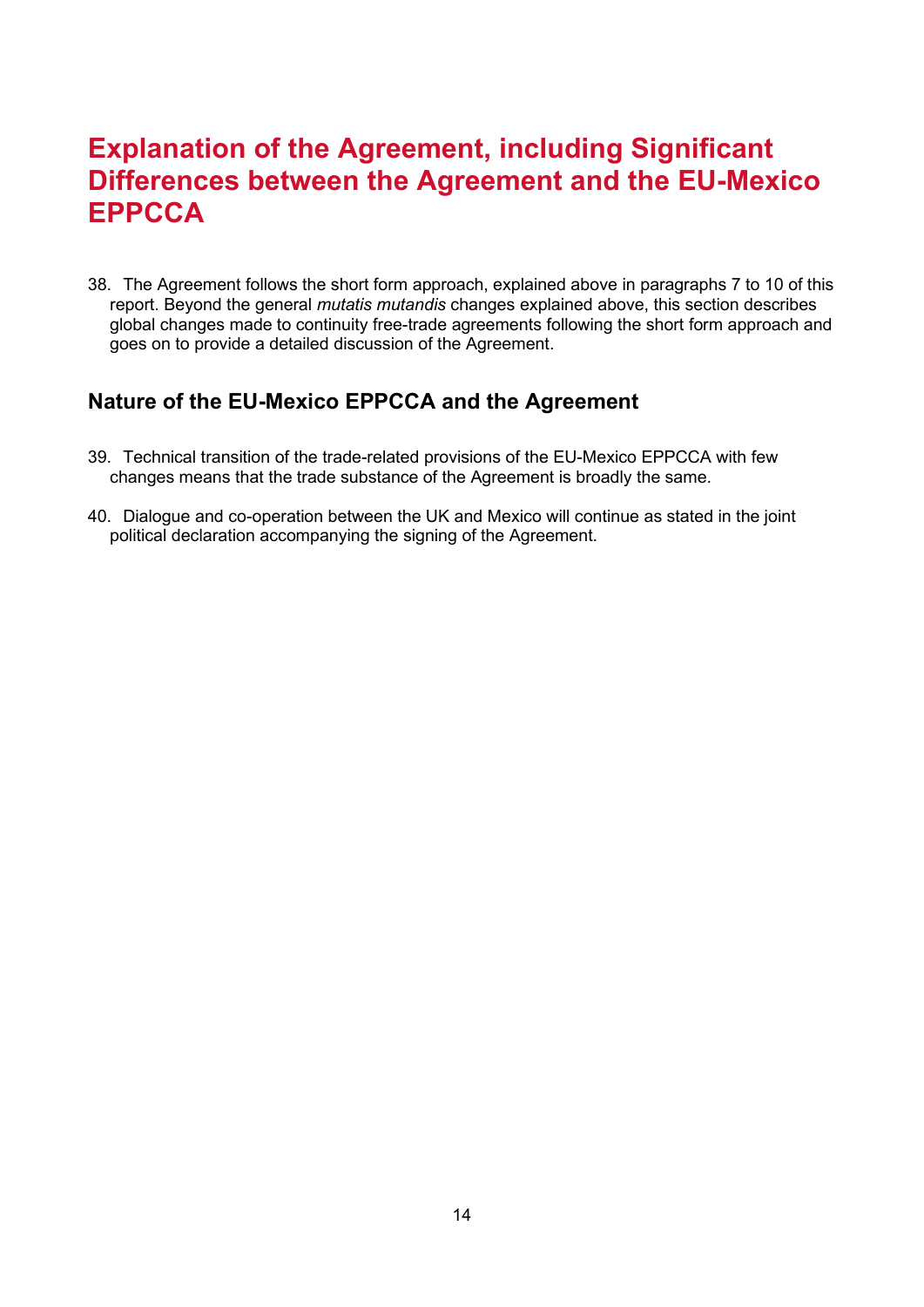# Explanation of the Agreement, including Significant Differences between the Agreement and the EU-Mexico EPPCCA

38. The Agreement follows the short form approach, explained above in paragraphs 7 to 10 of this report. Beyond the general *mutatis mutandis* changes explained above, this section describes global changes made to continuity free-trade agreements following the short form approach and goes on to provide a detailed discussion of the Agreement.

## Nature of the EU-Mexico EPPCCA and the Agreement

39. Technical transition of the trade-related provisions of the EU-Mexico EPPCCA with few changes means that the trade substance of the Agreement is broadly the same.

40. Dialogue and co-operation between the UK and Mexico will continue as stated in the joint political declaration accompanying the signing of the Agreement.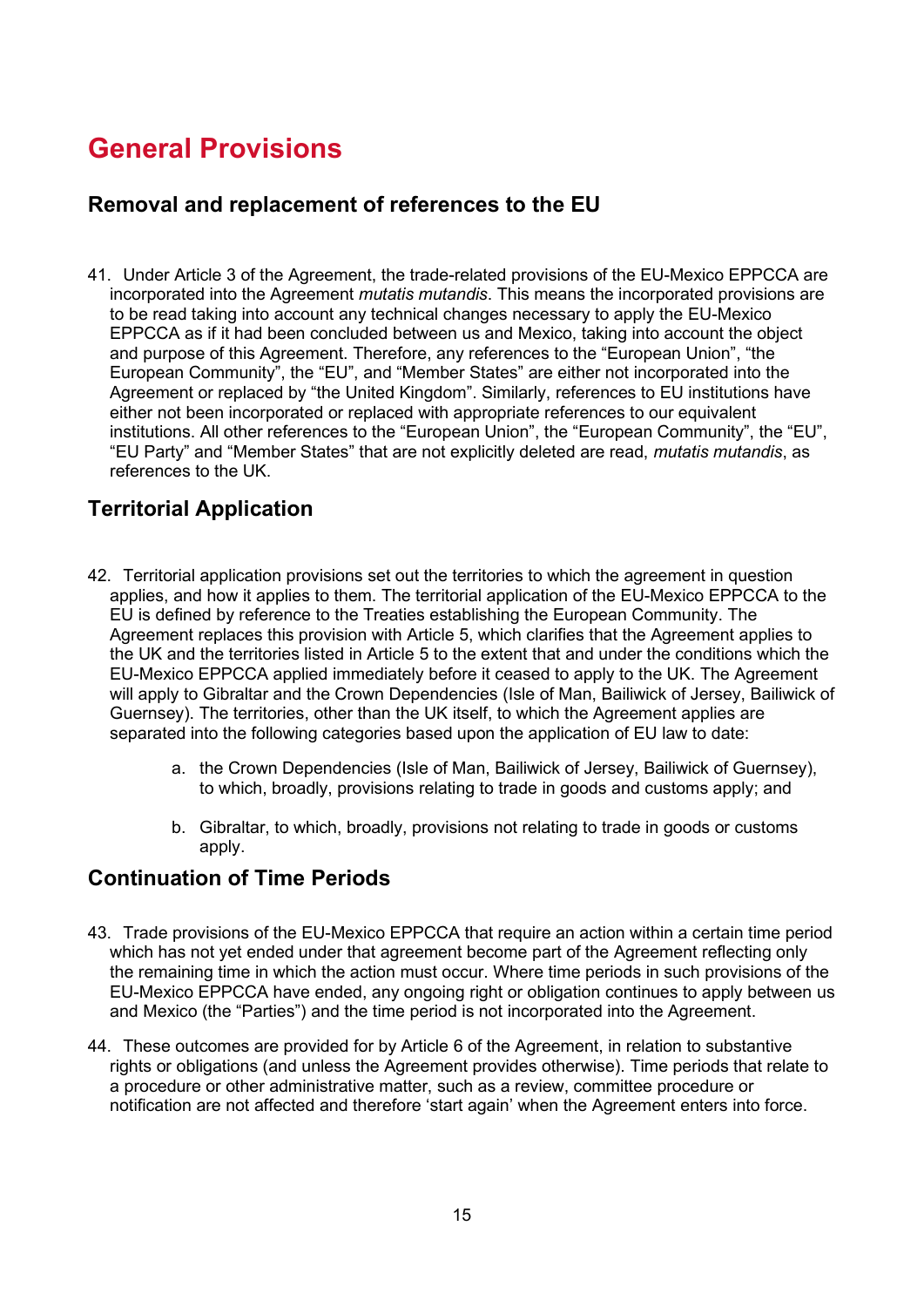# General Provisions

## Removal and replacement of references to the EU

41. Under Article 3 of the Agreement, the trade-related provisions of the EU-Mexico EPPCCA are incorporated into the Agreement *mutatis mutandis*. This means the incorporated provisions are to be read taking into account any technical changes necessary to apply the EU-Mexico EPPCCA as if it had been concluded between us and Mexico, taking into account the object and purpose of this Agreement. Therefore, any references to the "European Union", "the European Community", the "EU", and "Member States" are either not incorporated into the Agreement or replaced by "the United Kingdom". Similarly, references to EU institutions have either not been incorporated or replaced with appropriate references to our equivalent institutions. All other references to the "European Union", the "European Community", the "EU", "EU Party" and "Member States" that are not explicitly deleted are read, *mutatis mutandis*, as references to the UK.

## Territorial Application

42. Territorial application provisions set out the territories to which the agreement in question applies, and how it applies to them. The territorial application of the EU-Mexico EPPCCA to the EU is defined by reference to the Treaties establishing the European Community. The Agreement replaces this provision with Article 5, which clarifies that the Agreement applies to the UK and the territories listed in Article 5 to the extent that and under the conditions which the EU-Mexico EPPCCA applied immediately before it ceased to apply to the UK. The Agreement will apply to Gibraltar and the Crown Dependencies (Isle of Man, Bailiwick of Jersey, Bailiwick of Guernsey). The territories, other than the UK itself, to which the Agreement applies are separated into the following categories based upon the application of EU law to date:

    a. the Crown Dependencies (Isle of Man, Bailiwick of Jersey, Bailiwick of Guernsey), to which, broadly, provisions relating to trade in goods and customs apply; and

    b. Gibraltar, to which, broadly, provisions not relating to trade in goods or customs apply.

## Continuation of Time Periods

43. Trade provisions of the EU-Mexico EPPCCA that require an action within a certain time period which has not yet ended under that agreement become part of the Agreement reflecting only the remaining time in which the action must occur. Where time periods in such provisions of the EU-Mexico EPPCCA have ended, any ongoing right or obligation continues to apply between us and Mexico (the "Parties") and the time period is not incorporated into the Agreement.

44. These outcomes are provided for by Article 6 of the Agreement, in relation to substantive rights or obligations (and unless the Agreement provides otherwise). Time periods that relate to a procedure or other administrative matter, such as a review, committee procedure or notification are not affected and therefore 'start again' when the Agreement enters into force.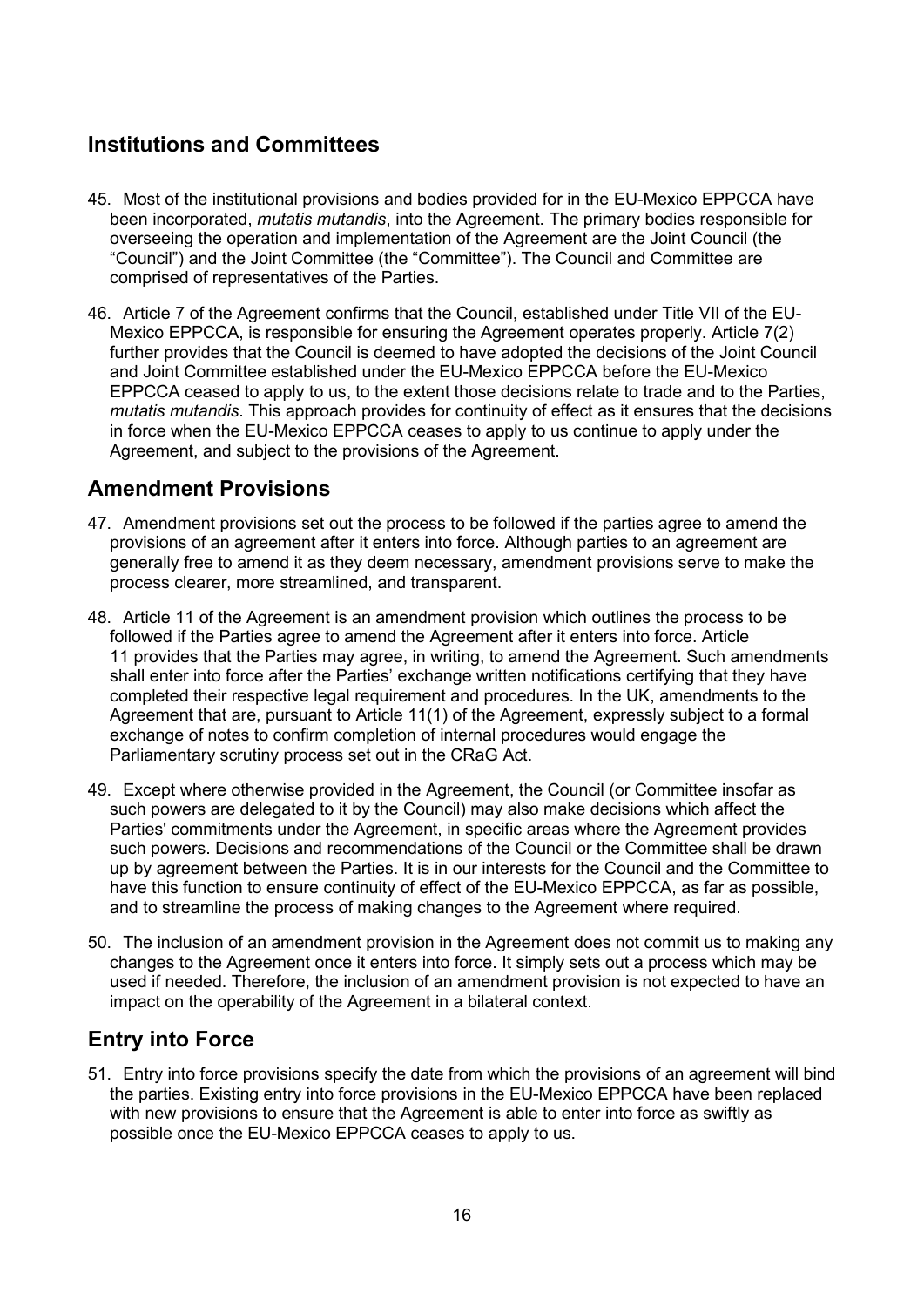## Institutions and Committees

45. Most of the institutional provisions and bodies provided for in the EU-Mexico EPPCCA have been incorporated, *mutatis mutandis*, into the Agreement. The primary bodies responsible for overseeing the operation and implementation of the Agreement are the Joint Council (the "Council") and the Joint Committee (the "Committee"). The Council and Committee are comprised of representatives of the Parties.

46. Article 7 of the Agreement confirms that the Council, established under Title VII of the EU-Mexico EPPCCA, is responsible for ensuring the Agreement operates properly. Article 7(2) further provides that the Council is deemed to have adopted the decisions of the Joint Council and Joint Committee established under the EU-Mexico EPPCCA before the EU-Mexico EPPCCA ceased to apply to us, to the extent those decisions relate to trade and to the Parties, *mutatis mutandis*. This approach provides for continuity of effect as it ensures that the decisions in force when the EU-Mexico EPPCCA ceases to apply to us continue to apply under the Agreement, and subject to the provisions of the Agreement.

## Amendment Provisions

47. Amendment provisions set out the process to be followed if the parties agree to amend the provisions of an agreement after it enters into force. Although parties to an agreement are generally free to amend it as they deem necessary, amendment provisions serve to make the process clearer, more streamlined, and transparent.

48. Article 11 of the Agreement is an amendment provision which outlines the process to be followed if the Parties agree to amend the Agreement after it enters into force. Article 11 provides that the Parties may agree, in writing, to amend the Agreement. Such amendments shall enter into force after the Parties' exchange written notifications certifying that they have completed their respective legal requirement and procedures. In the UK, amendments to the Agreement that are, pursuant to Article 11(1) of the Agreement, expressly subject to a formal exchange of notes to confirm completion of internal procedures would engage the Parliamentary scrutiny process set out in the CRaG Act.

49. Except where otherwise provided in the Agreement, the Council (or Committee insofar as such powers are delegated to it by the Council) may also make decisions which affect the Parties' commitments under the Agreement, in specific areas where the Agreement provides such powers. Decisions and recommendations of the Council or the Committee shall be drawn up by agreement between the Parties. It is in our interests for the Council and the Committee to have this function to ensure continuity of effect of the EU-Mexico EPPCCA, as far as possible, and to streamline the process of making changes to the Agreement where required.

50. The inclusion of an amendment provision in the Agreement does not commit us to making any changes to the Agreement once it enters into force. It simply sets out a process which may be used if needed. Therefore, the inclusion of an amendment provision is not expected to have an impact on the operability of the Agreement in a bilateral context.

## Entry into Force

51. Entry into force provisions specify the date from which the provisions of an agreement will bind the parties. Existing entry into force provisions in the EU-Mexico EPPCCA have been replaced with new provisions to ensure that the Agreement is able to enter into force as swiftly as possible once the EU-Mexico EPPCCA ceases to apply to us.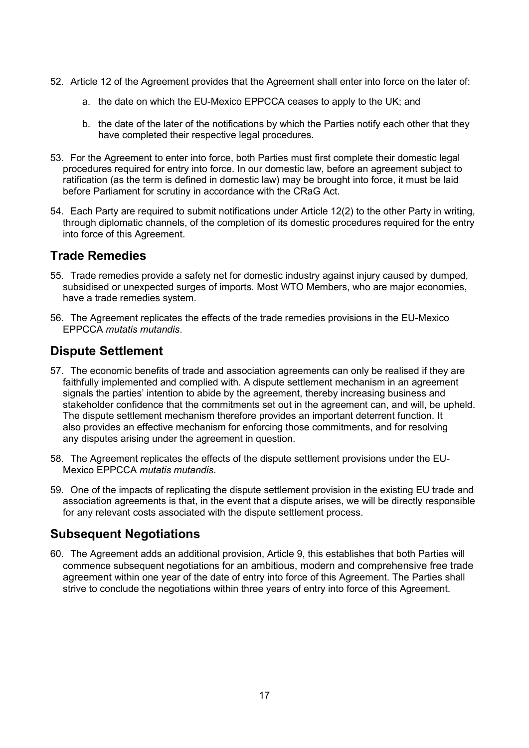52. Article 12 of the Agreement provides that the Agreement shall enter into force on the later of:

    a. the date on which the EU-Mexico EPPCCA ceases to apply to the UK; and

    b. the date of the later of the notifications by which the Parties notify each other that they have completed their respective legal procedures.

53. For the Agreement to enter into force, both Parties must first complete their domestic legal procedures required for entry into force. In our domestic law, before an agreement subject to ratification (as the term is defined in domestic law) may be brought into force, it must be laid before Parliament for scrutiny in accordance with the CRaG Act.

54. Each Party are required to submit notifications under Article 12(2) to the other Party in writing, through diplomatic channels, of the completion of its domestic procedures required for the entry into force of this Agreement.

## Trade Remedies

55. Trade remedies provide a safety net for domestic industry against injury caused by dumped, subsidised or unexpected surges of imports. Most WTO Members, who are major economies, have a trade remedies system.

56. The Agreement replicates the effects of the trade remedies provisions in the EU-Mexico EPPCCA *mutatis mutandis*.

## Dispute Settlement

57. The economic benefits of trade and association agreements can only be realised if they are faithfully implemented and complied with. A dispute settlement mechanism in an agreement signals the parties' intention to abide by the agreement, thereby increasing business and stakeholder confidence that the commitments set out in the agreement can, and will, be upheld. The dispute settlement mechanism therefore provides an important deterrent function. It also provides an effective mechanism for enforcing those commitments, and for resolving any disputes arising under the agreement in question.

58. The Agreement replicates the effects of the dispute settlement provisions under the EU-Mexico EPPCCA *mutatis mutandis*.

59. One of the impacts of replicating the dispute settlement provision in the existing EU trade and association agreements is that, in the event that a dispute arises, we will be directly responsible for any relevant costs associated with the dispute settlement process.

## Subsequent Negotiations

60. The Agreement adds an additional provision, Article 9, this establishes that both Parties will commence subsequent negotiations for an ambitious, modern and comprehensive free trade agreement within one year of the date of entry into force of this Agreement. The Parties shall strive to conclude the negotiations within three years of entry into force of this Agreement.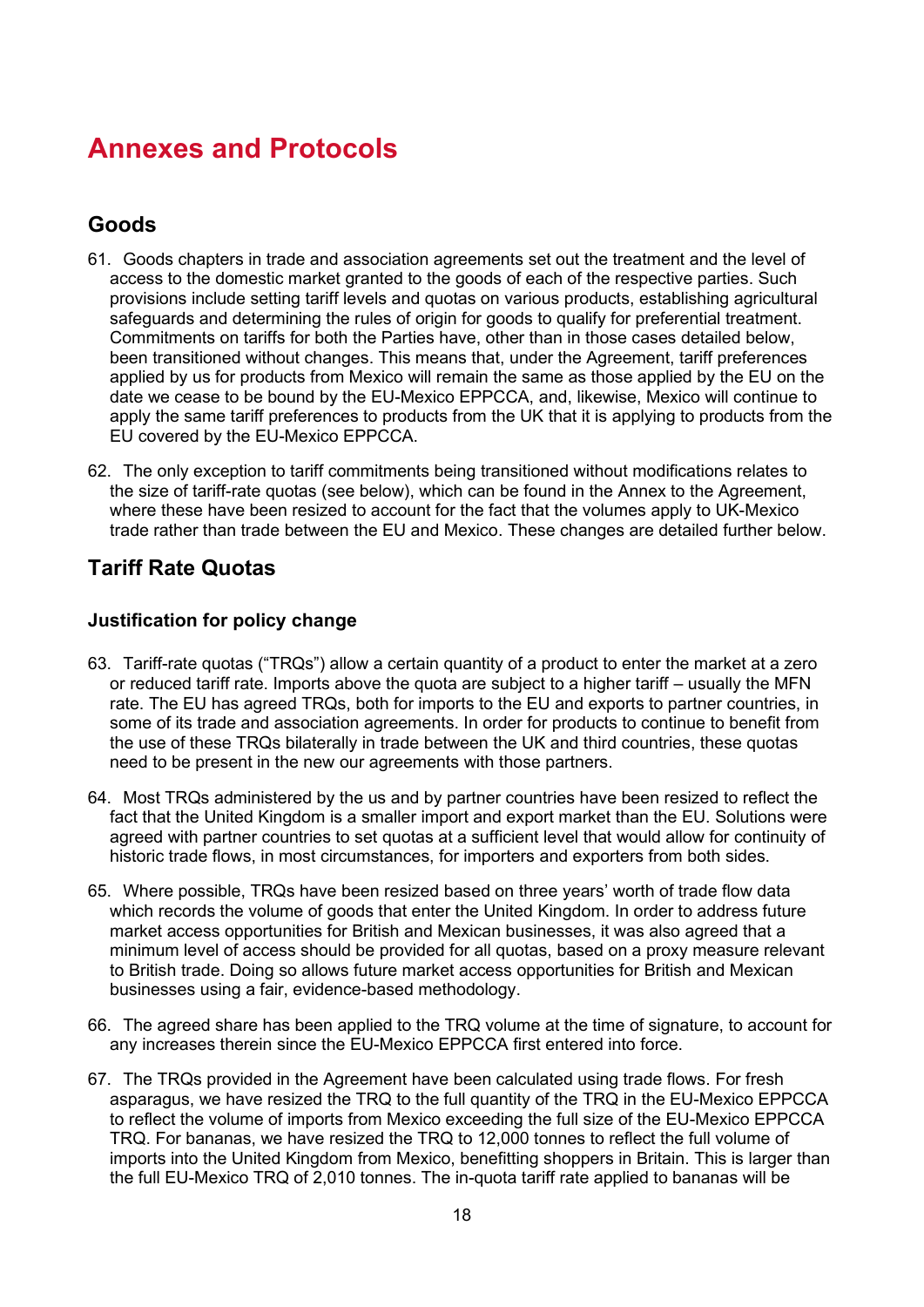# Annexes and Protocols

## Goods

61. Goods chapters in trade and association agreements set out the treatment and the level of access to the domestic market granted to the goods of each of the respective parties. Such provisions include setting tariff levels and quotas on various products, establishing agricultural safeguards and determining the rules of origin for goods to qualify for preferential treatment. Commitments on tariffs for both the Parties have, other than in those cases detailed below, been transitioned without changes. This means that, under the Agreement, tariff preferences applied by us for products from Mexico will remain the same as those applied by the EU on the date we cease to be bound by the EU-Mexico EPPCCA, and, likewise, Mexico will continue to apply the same tariff preferences to products from the UK that it is applying to products from the EU covered by the EU-Mexico EPPCCA.

62. The only exception to tariff commitments being transitioned without modifications relates to the size of tariff-rate quotas (see below), which can be found in the Annex to the Agreement, where these have been resized to account for the fact that the volumes apply to UK-Mexico trade rather than trade between the EU and Mexico. These changes are detailed further below.

## Tariff Rate Quotas

### Justification for policy change

63. Tariff-rate quotas ("TRQs") allow a certain quantity of a product to enter the market at a zero or reduced tariff rate. Imports above the quota are subject to a higher tariff – usually the MFN rate. The EU has agreed TRQs, both for imports to the EU and exports to partner countries, in some of its trade and association agreements. In order for products to continue to benefit from the use of these TRQs bilaterally in trade between the UK and third countries, these quotas need to be present in the new our agreements with those partners.

64. Most TRQs administered by the us and by partner countries have been resized to reflect the fact that the United Kingdom is a smaller import and export market than the EU. Solutions were agreed with partner countries to set quotas at a sufficient level that would allow for continuity of historic trade flows, in most circumstances, for importers and exporters from both sides.

65. Where possible, TRQs have been resized based on three years' worth of trade flow data which records the volume of goods that enter the United Kingdom. In order to address future market access opportunities for British and Mexican businesses, it was also agreed that a minimum level of access should be provided for all quotas, based on a proxy measure relevant to British trade. Doing so allows future market access opportunities for British and Mexican businesses using a fair, evidence-based methodology.

66. The agreed share has been applied to the TRQ volume at the time of signature, to account for any increases therein since the EU-Mexico EPPCCA first entered into force.

67. The TRQs provided in the Agreement have been calculated using trade flows. For fresh asparagus, we have resized the TRQ to the full quantity of the TRQ in the EU-Mexico EPPCCA to reflect the volume of imports from Mexico exceeding the full size of the EU-Mexico EPPCCA TRQ. For bananas, we have resized the TRQ to 12,000 tonnes to reflect the full volume of imports into the United Kingdom from Mexico, benefitting shoppers in Britain. This is larger than the full EU-Mexico TRQ of 2,010 tonnes. The in-quota tariff rate applied to bananas will be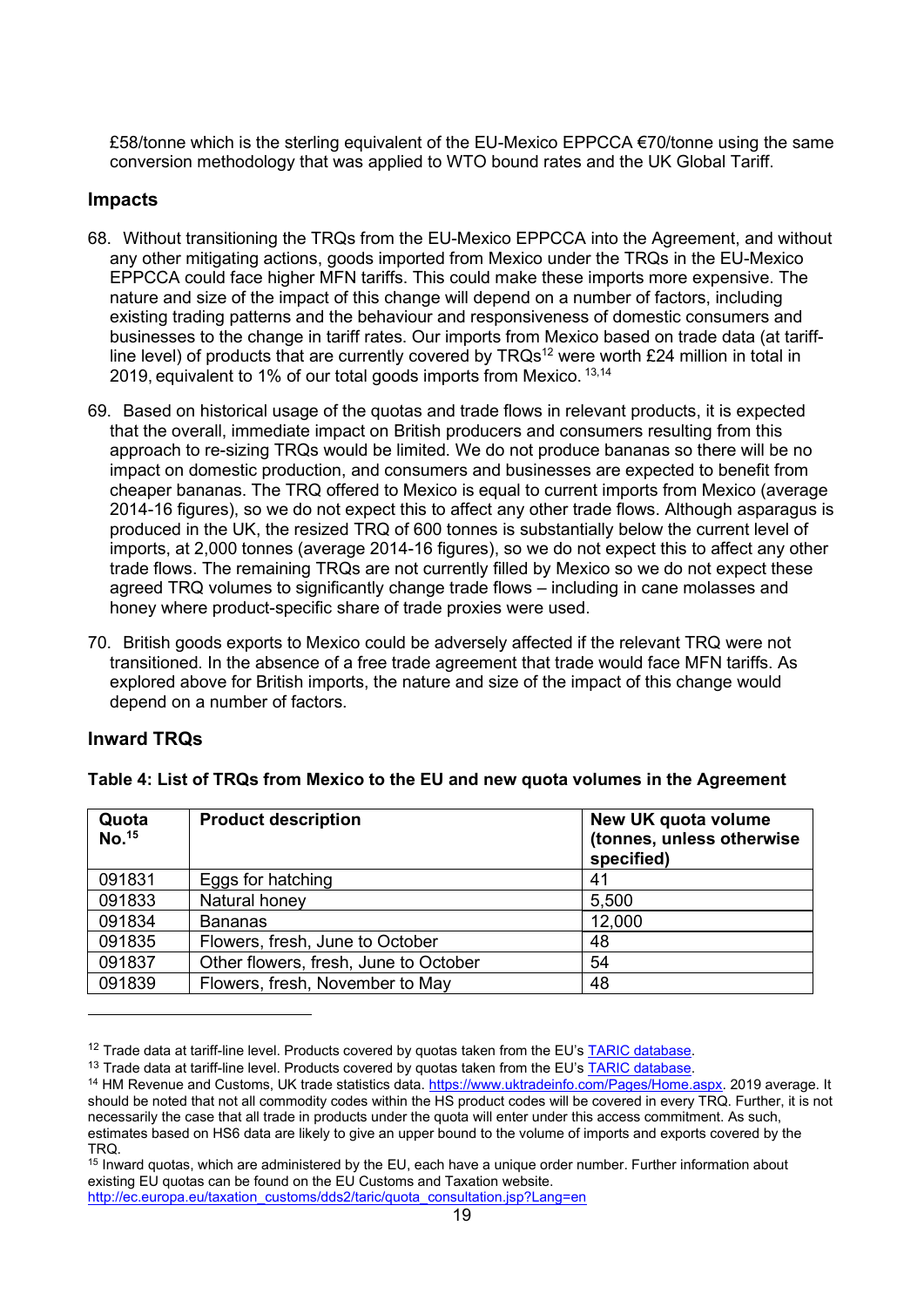£58/tonne which is the sterling equivalent of the EU-Mexico EPPCCA €70/tonne using the same conversion methodology that was applied to WTO bound rates and the UK Global Tariff.

## Impacts

68. Without transitioning the TRQs from the EU-Mexico EPPCCA into the Agreement, and without any other mitigating actions, goods imported from Mexico under the TRQs in the EU-Mexico EPPCCA could face higher MFN tariffs. This could make these imports more expensive. The nature and size of the impact of this change will depend on a number of factors, including existing trading patterns and the behaviour and responsiveness of domestic consumers and businesses to the change in tariff rates. Our imports from Mexico based on trade data (at tariff-line level) of products that are currently covered by TRQs[12] were worth £24 million in total in 2019, equivalent to 1% of our total goods imports from Mexico. [13,14]

69. Based on historical usage of the quotas and trade flows in relevant products, it is expected that the overall, immediate impact on British producers and consumers resulting from this approach to re-sizing TRQs would be limited. We do not produce bananas so there will be no impact on domestic production, and consumers and businesses are expected to benefit from cheaper bananas. The TRQ offered to Mexico is equal to current imports from Mexico (average 2014-16 figures), so we do not expect this to affect any other trade flows. Although asparagus is produced in the UK, the resized TRQ of 600 tonnes is substantially below the current level of imports, at 2,000 tonnes (average 2014-16 figures), so we do not expect this to affect any other trade flows. The remaining TRQs are not currently filled by Mexico so we do not expect these agreed TRQ volumes to significantly change trade flows – including in cane molasses and honey where product-specific share of trade proxies were used.

70. British goods exports to Mexico could be adversely affected if the relevant TRQ were not transitioned. In the absence of a free trade agreement that trade would face MFN tariffs. As explored above for British imports, the nature and size of the impact of this change would depend on a number of factors.

## Inward TRQs

**Table 4: List of TRQs from Mexico to the EU and new quota volumes in the Agreement**

| Quota No.[15] | Product description | New UK quota volume (tonnes, unless otherwise specified) |
|---|---|---|
| 091831 | Eggs for hatching | 41 |
| 091833 | Natural honey | 5,500 |
| 091834 | Bananas | 12,000 |
| 091835 | Flowers, fresh, June to October | 48 |
| 091837 | Other flowers, fresh, June to October | 54 |
| 091839 | Flowers, fresh, November to May | 48 |

---

[12] Trade data at tariff-line level. Products covered by quotas taken from the EU's TARIC database.

[13] Trade data at tariff-line level. Products covered by quotas taken from the EU's TARIC database.

[14] HM Revenue and Customs, UK trade statistics data. https://www.uktradeinfo.com/Pages/Home.aspx. 2019 average. It should be noted that not all commodity codes within the HS product codes will be covered in every TRQ. Further, it is not necessarily the case that all trade in products under the quota will enter under this access commitment. As such, estimates based on HS6 data are likely to give an upper bound to the volume of imports and exports covered by the TRQ.

[15] Inward quotas, which are administered by the EU, each have a unique order number. Further information about existing EU quotas can be found on the EU Customs and Taxation website. http://ec.europa.eu/taxation_customs/dds2/taric/quota_consultation.jsp?Lang=en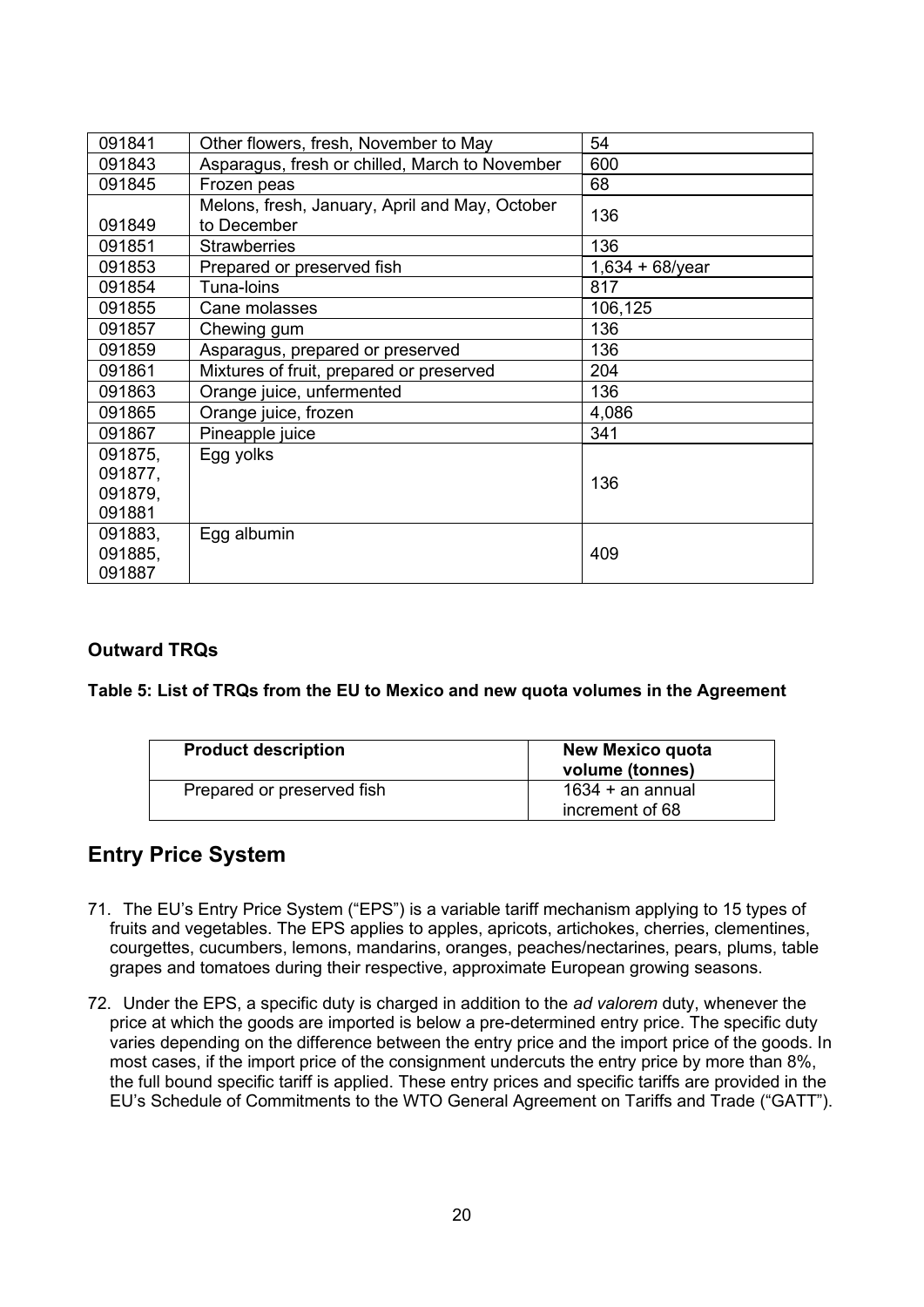| | | |
|---|---|---|
| 091841 | Other flowers, fresh, November to May | 54 |
| 091843 | Asparagus, fresh or chilled, March to November | 600 |
| 091845 | Frozen peas | 68 |
| 091849 | Melons, fresh, January, April and May, October to December | 136 |
| 091851 | Strawberries | 136 |
| 091853 | Prepared or preserved fish | 1,634 + 68/year |
| 091854 | Tuna-loins | 817 |
| 091855 | Cane molasses | 106,125 |
| 091857 | Chewing gum | 136 |
| 091859 | Asparagus, prepared or preserved | 136 |
| 091861 | Mixtures of fruit, prepared or preserved | 204 |
| 091863 | Orange juice, unfermented | 136 |
| 091865 | Orange juice, frozen | 4,086 |
| 091867 | Pineapple juice | 341 |
| 091875, 091877, 091879, 091881 | Egg yolks | 136 |
| 091883, 091885, 091887 | Egg albumin | 409 |

### Outward TRQs

**Table 5: List of TRQs from the EU to Mexico and new quota volumes in the Agreement**

| Product description | New Mexico quota volume (tonnes) |
|---|---|
| Prepared or preserved fish | 1634 + an annual increment of 68 |

## Entry Price System

71. The EU's Entry Price System ("EPS") is a variable tariff mechanism applying to 15 types of fruits and vegetables. The EPS applies to apples, apricots, artichokes, cherries, clementines, courgettes, cucumbers, lemons, mandarins, oranges, peaches/nectarines, pears, plums, table grapes and tomatoes during their respective, approximate European growing seasons.

72. Under the EPS, a specific duty is charged in addition to the *ad valorem* duty, whenever the price at which the goods are imported is below a pre-determined entry price. The specific duty varies depending on the difference between the entry price and the import price of the goods. In most cases, if the import price of the consignment undercuts the entry price by more than 8%, the full bound specific tariff is applied. These entry prices and specific tariffs are provided in the EU's Schedule of Commitments to the WTO General Agreement on Tariffs and Trade ("GATT").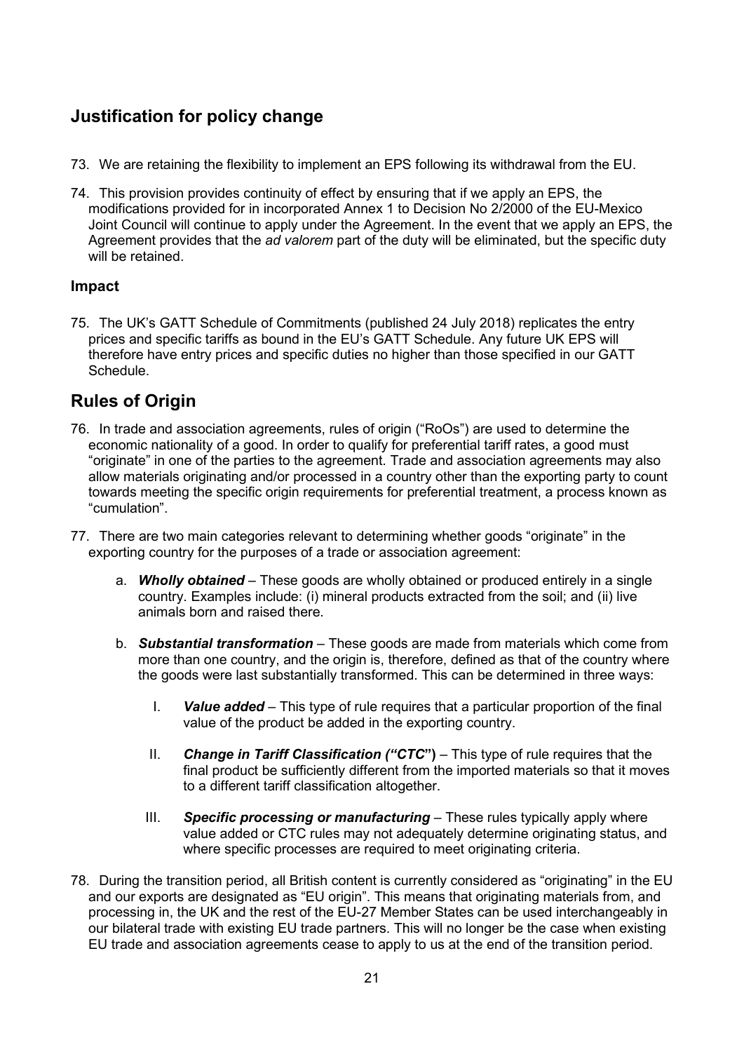## Justification for policy change

73. We are retaining the flexibility to implement an EPS following its withdrawal from the EU.

74. This provision provides continuity of effect by ensuring that if we apply an EPS, the modifications provided for in incorporated Annex 1 to Decision No 2/2000 of the EU-Mexico Joint Council will continue to apply under the Agreement. In the event that we apply an EPS, the Agreement provides that the *ad valorem* part of the duty will be eliminated, but the specific duty will be retained.

### Impact

75. The UK's GATT Schedule of Commitments (published 24 July 2018) replicates the entry prices and specific tariffs as bound in the EU's GATT Schedule. Any future UK EPS will therefore have entry prices and specific duties no higher than those specified in our GATT Schedule.

## Rules of Origin

76. In trade and association agreements, rules of origin ("RoOs") are used to determine the economic nationality of a good. In order to qualify for preferential tariff rates, a good must "originate" in one of the parties to the agreement. Trade and association agreements may also allow materials originating and/or processed in a country other than the exporting party to count towards meeting the specific origin requirements for preferential treatment, a process known as "cumulation".

77. There are two main categories relevant to determining whether goods "originate" in the exporting country for the purposes of a trade or association agreement:

    a. ***Wholly obtained*** – These goods are wholly obtained or produced entirely in a single country. Examples include: (i) mineral products extracted from the soil; and (ii) live animals born and raised there.

    b. ***Substantial transformation*** – These goods are made from materials which come from more than one country, and the origin is, therefore, defined as that of the country where the goods were last substantially transformed. This can be determined in three ways:

        I. ***Value added*** – This type of rule requires that a particular proportion of the final value of the product be added in the exporting country.

        II. ***Change in Tariff Classification ("CTC")*** – This type of rule requires that the final product be sufficiently different from the imported materials so that it moves to a different tariff classification altogether.

        III. ***Specific processing or manufacturing*** – These rules typically apply where value added or CTC rules may not adequately determine originating status, and where specific processes are required to meet originating criteria.

78. During the transition period, all British content is currently considered as "originating" in the EU and our exports are designated as "EU origin". This means that originating materials from, and processing in, the UK and the rest of the EU-27 Member States can be used interchangeably in our bilateral trade with existing EU trade partners. This will no longer be the case when existing EU trade and association agreements cease to apply to us at the end of the transition period.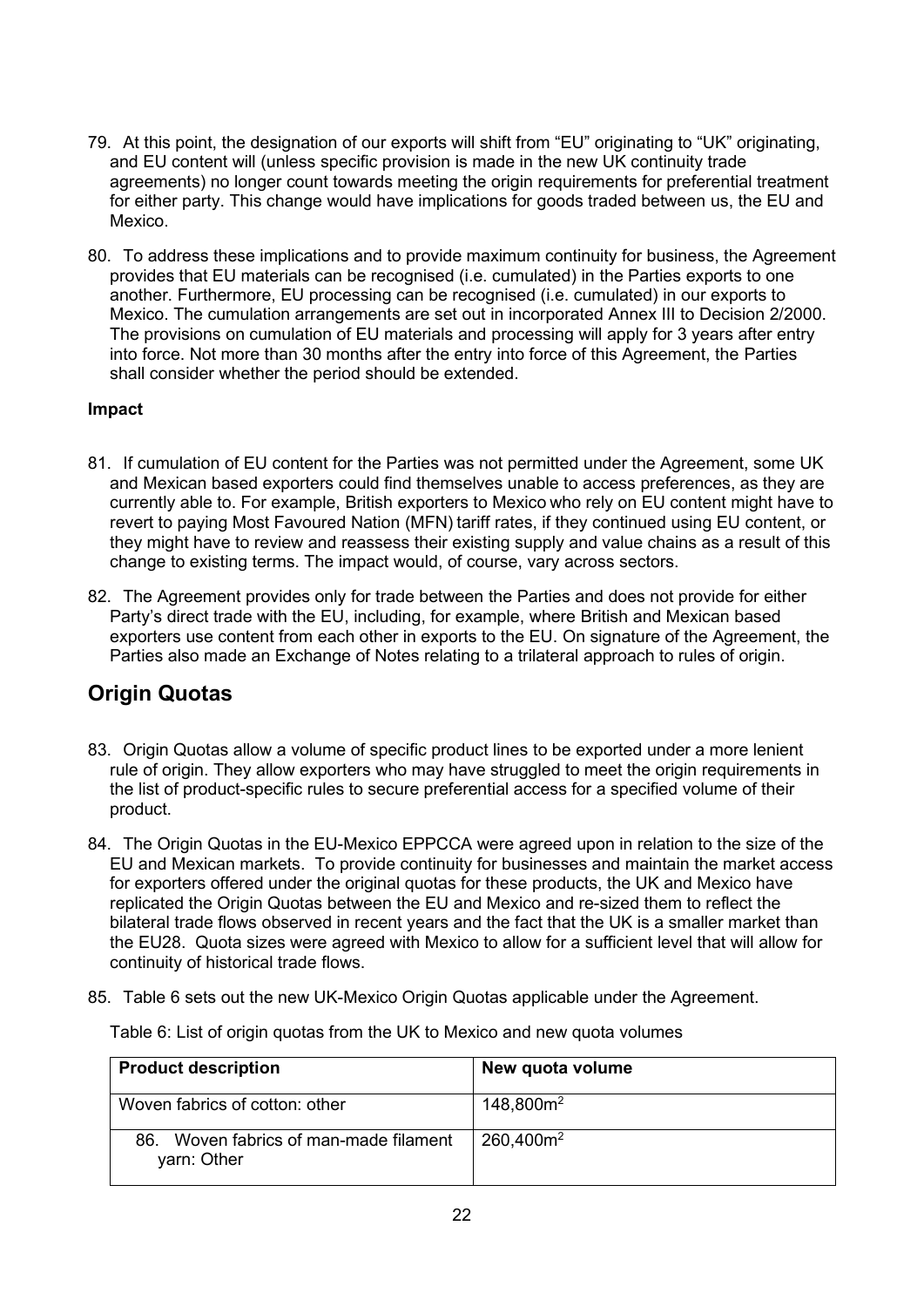79. At this point, the designation of our exports will shift from "EU" originating to "UK" originating, and EU content will (unless specific provision is made in the new UK continuity trade agreements) no longer count towards meeting the origin requirements for preferential treatment for either party. This change would have implications for goods traded between us, the EU and Mexico.

80. To address these implications and to provide maximum continuity for business, the Agreement provides that EU materials can be recognised (i.e. cumulated) in the Parties exports to one another. Furthermore, EU processing can be recognised (i.e. cumulated) in our exports to Mexico. The cumulation arrangements are set out in incorporated Annex III to Decision 2/2000. The provisions on cumulation of EU materials and processing will apply for 3 years after entry into force. Not more than 30 months after the entry into force of this Agreement, the Parties shall consider whether the period should be extended.

**Impact**

81. If cumulation of EU content for the Parties was not permitted under the Agreement, some UK and Mexican based exporters could find themselves unable to access preferences, as they are currently able to. For example, British exporters to Mexico who rely on EU content might have to revert to paying Most Favoured Nation (MFN) tariff rates, if they continued using EU content, or they might have to review and reassess their existing supply and value chains as a result of this change to existing terms. The impact would, of course, vary across sectors.

82. The Agreement provides only for trade between the Parties and does not provide for either Party's direct trade with the EU, including, for example, where British and Mexican based exporters use content from each other in exports to the EU. On signature of the Agreement, the Parties also made an Exchange of Notes relating to a trilateral approach to rules of origin.

## Origin Quotas

83. Origin Quotas allow a volume of specific product lines to be exported under a more lenient rule of origin. They allow exporters who may have struggled to meet the origin requirements in the list of product-specific rules to secure preferential access for a specified volume of their product.

84. The Origin Quotas in the EU-Mexico EPPCCA were agreed upon in relation to the size of the EU and Mexican markets. To provide continuity for businesses and maintain the market access for exporters offered under the original quotas for these products, the UK and Mexico have replicated the Origin Quotas between the EU and Mexico and re-sized them to reflect the bilateral trade flows observed in recent years and the fact that the UK is a smaller market than the EU28. Quota sizes were agreed with Mexico to allow for a sufficient level that will allow for continuity of historical trade flows.

85. Table 6 sets out the new UK-Mexico Origin Quotas applicable under the Agreement.

Table 6: List of origin quotas from the UK to Mexico and new quota volumes

| Product description | New quota volume |
|---|---|
| Woven fabrics of cotton: other | 148,800$m^2$ |
| 86. Woven fabrics of man-made filament yarn: Other | 260,400$m^2$ |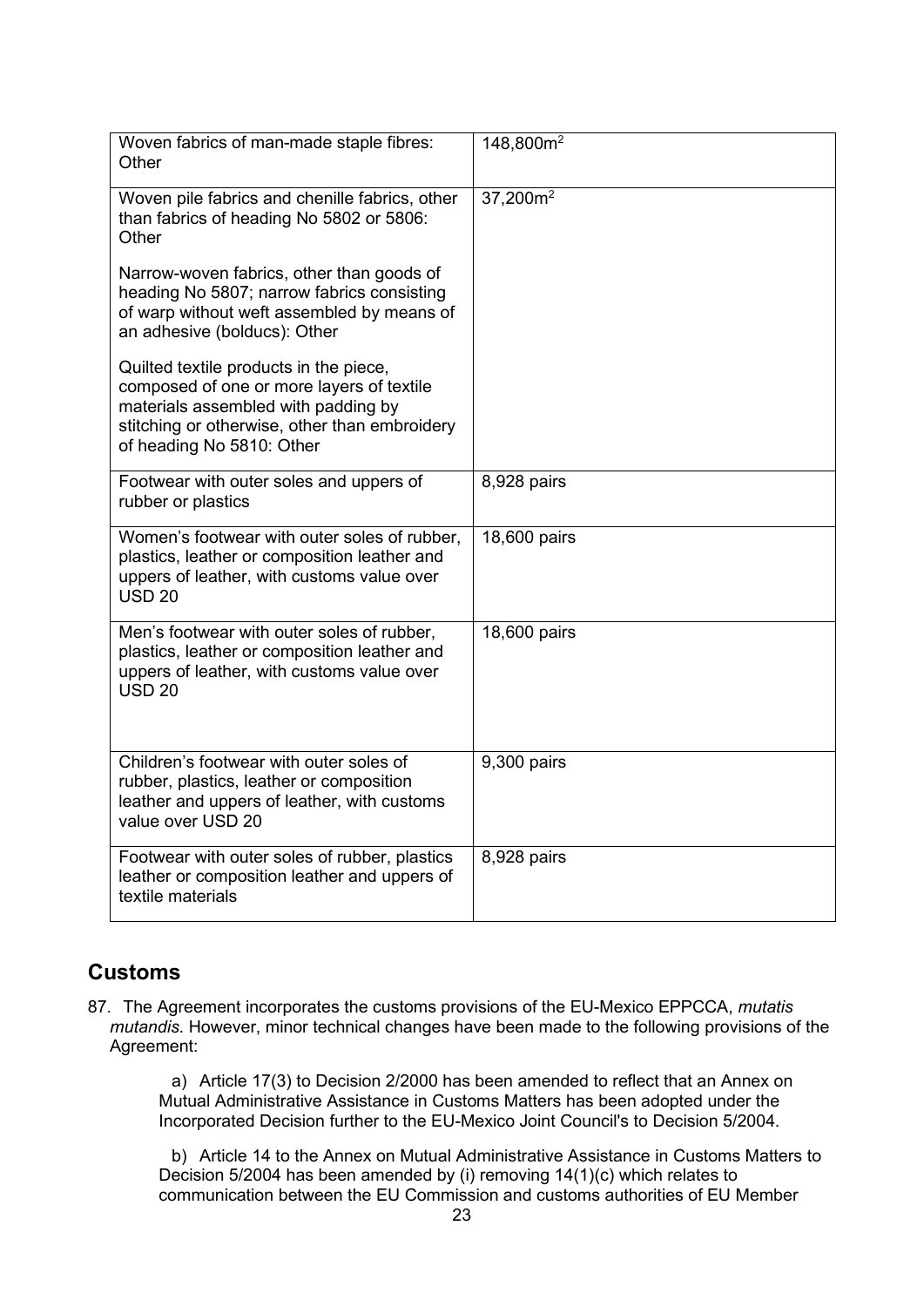| | |
|---|---|
| Woven fabrics of man-made staple fibres: Other | 148,800m$^2$ |
| Woven pile fabrics and chenille fabrics, other than fabrics of heading No 5802 or 5806: Other<br><br>Narrow-woven fabrics, other than goods of heading No 5807; narrow fabrics consisting of warp without weft assembled by means of an adhesive (bolducs): Other<br><br>Quilted textile products in the piece, composed of one or more layers of textile materials assembled with padding by stitching or otherwise, other than embroidery of heading No 5810: Other | 37,200m$^2$ |
| Footwear with outer soles and uppers of rubber or plastics | 8,928 pairs |
| Women's footwear with outer soles of rubber, plastics, leather or composition leather and uppers of leather, with customs value over USD 20 | 18,600 pairs |
| Men's footwear with outer soles of rubber, plastics, leather or composition leather and uppers of leather, with customs value over USD 20 | 18,600 pairs |
| Children's footwear with outer soles of rubber, plastics, leather or composition leather and uppers of leather, with customs value over USD 20 | 9,300 pairs |
| Footwear with outer soles of rubber, plastics leather or composition leather and uppers of textile materials | 8,928 pairs |

## Customs

87. The Agreement incorporates the customs provisions of the EU-Mexico EPPCCA, *mutatis mutandis*. However, minor technical changes have been made to the following provisions of the Agreement:

    a) Article 17(3) to Decision 2/2000 has been amended to reflect that an Annex on Mutual Administrative Assistance in Customs Matters has been adopted under the Incorporated Decision further to the EU-Mexico Joint Council's to Decision 5/2004.

    b) Article 14 to the Annex on Mutual Administrative Assistance in Customs Matters to Decision 5/2004 has been amended by (i) removing 14(1)(c) which relates to communication between the EU Commission and customs authorities of EU Member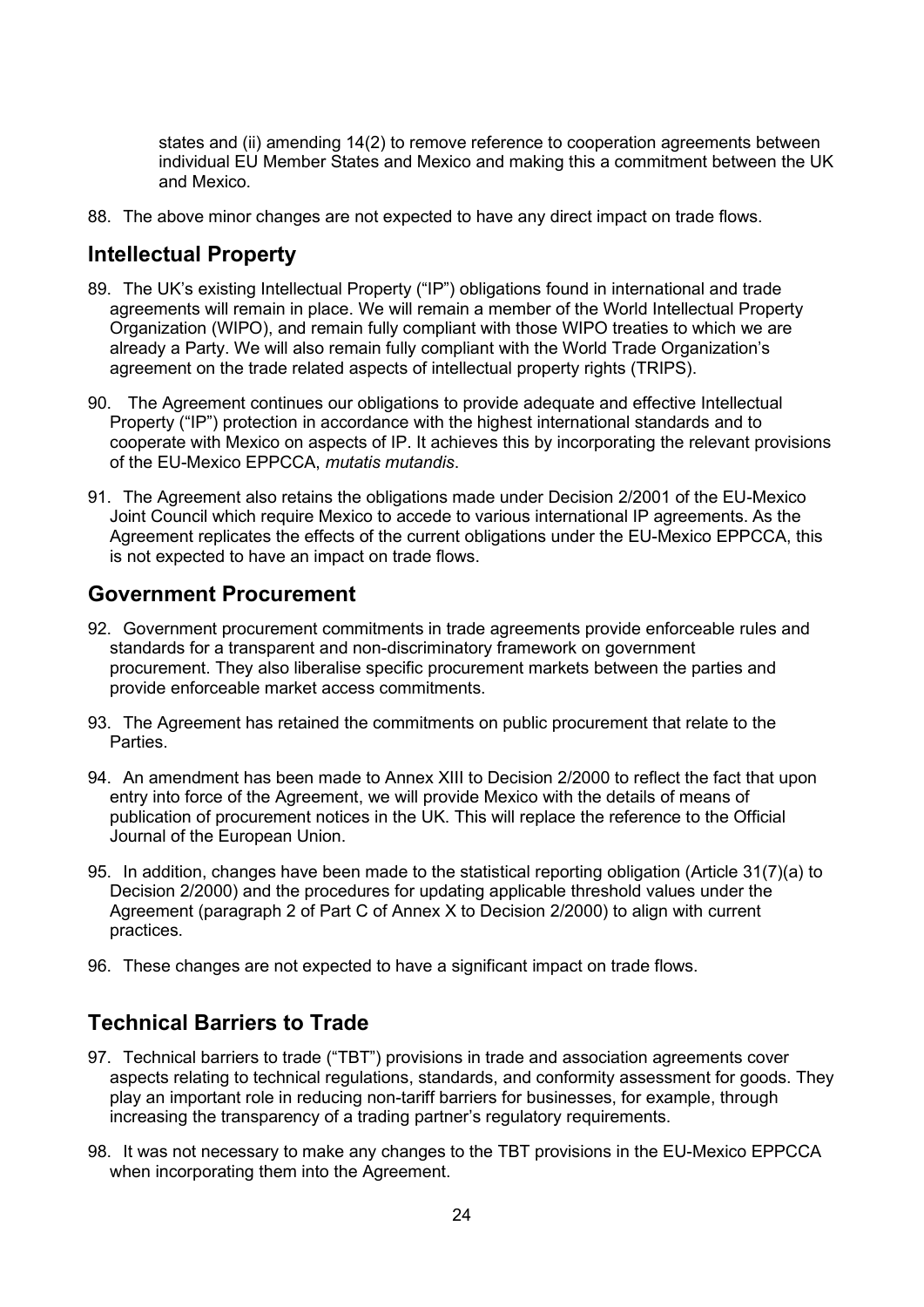states and (ii) amending 14(2) to remove reference to cooperation agreements between individual EU Member States and Mexico and making this a commitment between the UK and Mexico.

88. The above minor changes are not expected to have any direct impact on trade flows.

## Intellectual Property

89. The UK's existing Intellectual Property ("IP") obligations found in international and trade agreements will remain in place. We will remain a member of the World Intellectual Property Organization (WIPO), and remain fully compliant with those WIPO treaties to which we are already a Party. We will also remain fully compliant with the World Trade Organization's agreement on the trade related aspects of intellectual property rights (TRIPS).

90. The Agreement continues our obligations to provide adequate and effective Intellectual Property ("IP") protection in accordance with the highest international standards and to cooperate with Mexico on aspects of IP. It achieves this by incorporating the relevant provisions of the EU-Mexico EPPCCA, *mutatis mutandis*.

91. The Agreement also retains the obligations made under Decision 2/2001 of the EU-Mexico Joint Council which require Mexico to accede to various international IP agreements. As the Agreement replicates the effects of the current obligations under the EU-Mexico EPPCCA, this is not expected to have an impact on trade flows.

## Government Procurement

92. Government procurement commitments in trade agreements provide enforceable rules and standards for a transparent and non-discriminatory framework on government procurement. They also liberalise specific procurement markets between the parties and provide enforceable market access commitments.

93. The Agreement has retained the commitments on public procurement that relate to the Parties.

94. An amendment has been made to Annex XIII to Decision 2/2000 to reflect the fact that upon entry into force of the Agreement, we will provide Mexico with the details of means of publication of procurement notices in the UK. This will replace the reference to the Official Journal of the European Union.

95. In addition, changes have been made to the statistical reporting obligation (Article 31(7)(a) to Decision 2/2000) and the procedures for updating applicable threshold values under the Agreement (paragraph 2 of Part C of Annex X to Decision 2/2000) to align with current practices.

96. These changes are not expected to have a significant impact on trade flows.

## Technical Barriers to Trade

97. Technical barriers to trade ("TBT") provisions in trade and association agreements cover aspects relating to technical regulations, standards, and conformity assessment for goods. They play an important role in reducing non-tariff barriers for businesses, for example, through increasing the transparency of a trading partner's regulatory requirements.

98. It was not necessary to make any changes to the TBT provisions in the EU-Mexico EPPCCA when incorporating them into the Agreement.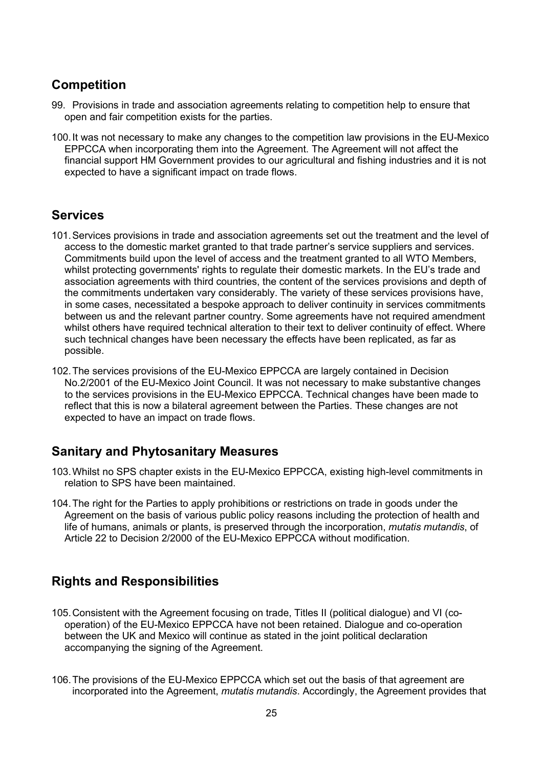## Competition

99. Provisions in trade and association agreements relating to competition help to ensure that open and fair competition exists for the parties.

100. It was not necessary to make any changes to the competition law provisions in the EU-Mexico EPPCCA when incorporating them into the Agreement. The Agreement will not affect the financial support HM Government provides to our agricultural and fishing industries and it is not expected to have a significant impact on trade flows.

## Services

101. Services provisions in trade and association agreements set out the treatment and the level of access to the domestic market granted to that trade partner's service suppliers and services. Commitments build upon the level of access and the treatment granted to all WTO Members, whilst protecting governments' rights to regulate their domestic markets. In the EU's trade and association agreements with third countries, the content of the services provisions and depth of the commitments undertaken vary considerably. The variety of these services provisions have, in some cases, necessitated a bespoke approach to deliver continuity in services commitments between us and the relevant partner country. Some agreements have not required amendment whilst others have required technical alteration to their text to deliver continuity of effect. Where such technical changes have been necessary the effects have been replicated, as far as possible.

102. The services provisions of the EU-Mexico EPPCCA are largely contained in Decision No.2/2001 of the EU-Mexico Joint Council. It was not necessary to make substantive changes to the services provisions in the EU-Mexico EPPCCA. Technical changes have been made to reflect that this is now a bilateral agreement between the Parties. These changes are not expected to have an impact on trade flows.

## Sanitary and Phytosanitary Measures

103. Whilst no SPS chapter exists in the EU-Mexico EPPCCA, existing high-level commitments in relation to SPS have been maintained.

104. The right for the Parties to apply prohibitions or restrictions on trade in goods under the Agreement on the basis of various public policy reasons including the protection of health and life of humans, animals or plants, is preserved through the incorporation, *mutatis mutandis*, of Article 22 to Decision 2/2000 of the EU-Mexico EPPCCA without modification.

## Rights and Responsibilities

105. Consistent with the Agreement focusing on trade, Titles II (political dialogue) and VI (co-operation) of the EU-Mexico EPPCCA have not been retained. Dialogue and co-operation between the UK and Mexico will continue as stated in the joint political declaration accompanying the signing of the Agreement.

106. The provisions of the EU-Mexico EPPCCA which set out the basis of that agreement are incorporated into the Agreement, *mutatis mutandis*. Accordingly, the Agreement provides that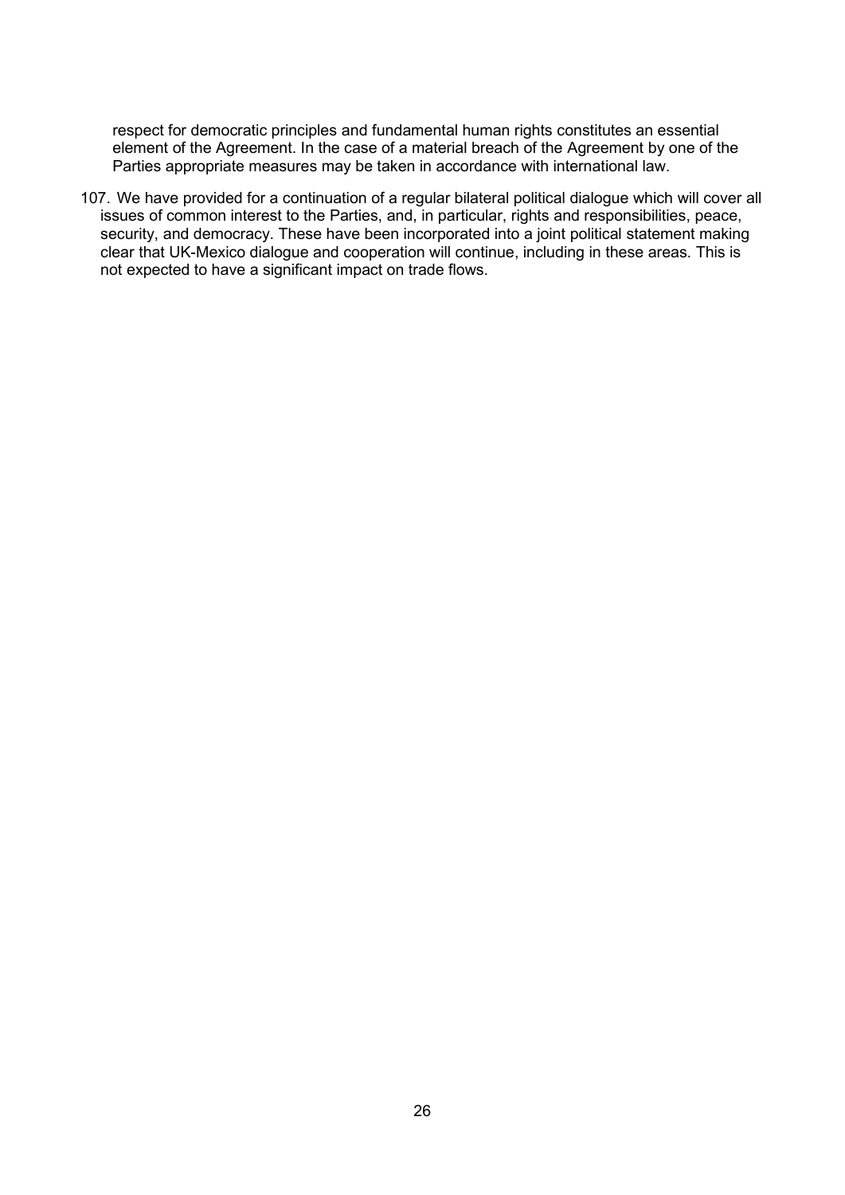respect for democratic principles and fundamental human rights constitutes an essential element of the Agreement. In the case of a material breach of the Agreement by one of the Parties appropriate measures may be taken in accordance with international law.

107. We have provided for a continuation of a regular bilateral political dialogue which will cover all issues of common interest to the Parties, and, in particular, rights and responsibilities, peace, security, and democracy. These have been incorporated into a joint political statement making clear that UK-Mexico dialogue and cooperation will continue, including in these areas. This is not expected to have a significant impact on trade flows.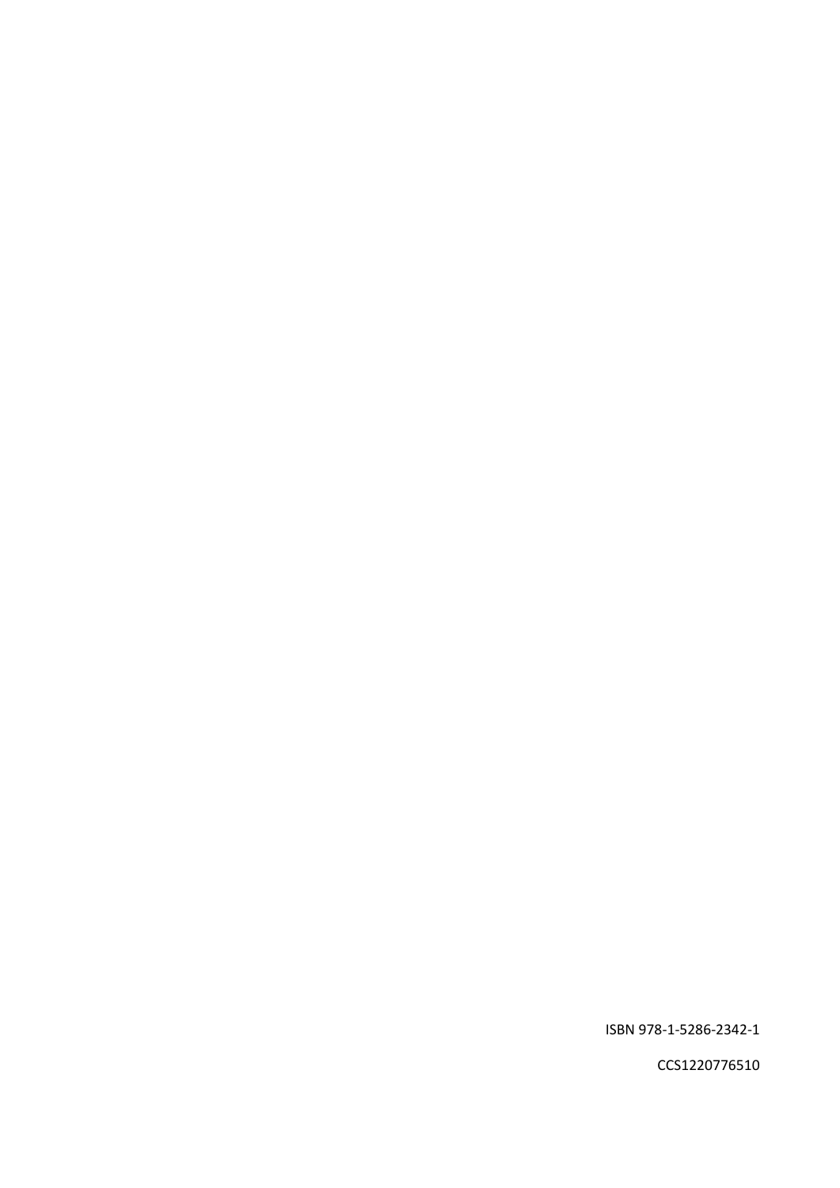ISBN 978-1-5286-2342-1

CCS1220776510